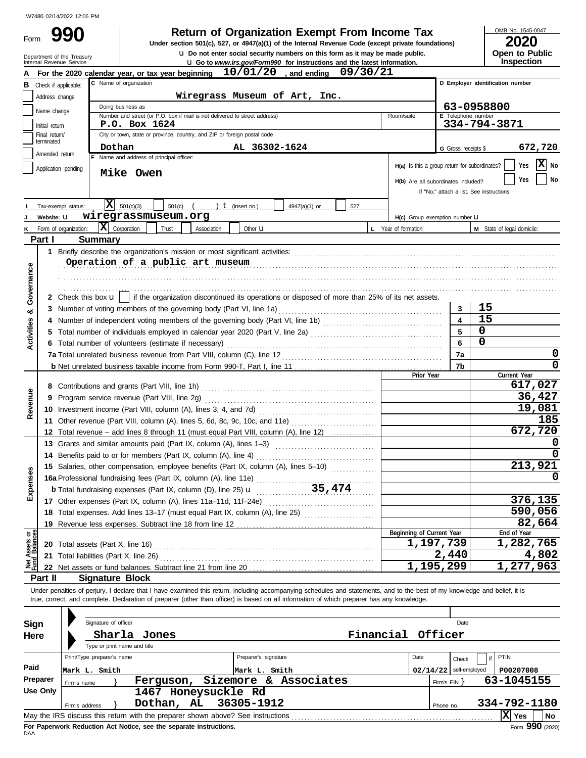W7480 02/14/2022 12:06 PM

# Form 990 — Return of Organization Exempt From Income Tax

**Under section 501(c), 527, or 4947(a)(1) of the Internal Revenue Code (except private foundations)**

u **Do not enter social security numbers on this form as it may be made public.**

u **Go to *www.irs.gov/Form990* for instructions and the latest information.**

Department of the Treasury
Internal Revenue Service

OMB No. 1545-0047

**2020**

**Open to Public Inspection**

**A** For the 2020 calendar year, or tax year beginning **10/01/20**, and ending **09/30/21**

**B** Check if applicable:
- [ ] Address change
- [ ] Name change
- [ ] Initial return
- [ ] Final return/terminated
- [ ] Amended return
- [ ] Application pending

**C** Name of organization: **Wiregrass Museum of Art, Inc.**

Doing business as:

Number and street (or P.O. box if mail is not delivered to street address): **P.O. Box 1624** — Room/suite:

City or town, state or province, country, and ZIP or foreign postal code: **Dothan AL 36302-1624**

**D** Employer identification number: **63-0958800**

**E** Telephone number: **334-794-3871**

**G** Gross receipts $ **672,720**

**F** Name and address of principal officer: **Mike Owen**

**H(a)** Is this a group return for subordinates? [ ] Yes [X] No

**H(b)** Are all subordinates included? [ ] Yes [ ] No — If "No," attach a list. See instructions

**I** Tax-exempt status: [X] 501(c)(3) [ ] 501(c) ( ) t (insert no.) [ ] 4947(a)(1) or [ ] 527

**J** Website: u **wiregrassmuseum.org**

**H(c)** Group exemption number u

**K** Form of organization: [X] Corporation [ ] Trust [ ] Association [ ] Other u

**L** Year of formation:

**M** State of legal domicile:

## Part I — Summary

**Activities & Governance**

1 Briefly describe the organization's mission or most significant activities:
**Operation of a public art museum**

2 Check this box u [ ] if the organization discontinued its operations or disposed of more than 25% of its net assets.

| | | Line | Value |
|---|---|---|---|
| 3 | Number of voting members of the governing body (Part VI, line 1a) | 3 | 15 |
| 4 | Number of independent voting members of the governing body (Part VI, line 1b) | 4 | 15 |
| 5 | Total number of individuals employed in calendar year 2020 (Part V, line 2a) | 5 | 0 |
| 6 | Total number of volunteers (estimate if necessary) | 6 | 0 |
| 7a | Total unrelated business revenue from Part VIII, column (C), line 12 | 7a | 0 |
| b | Net unrelated business taxable income from Form 990-T, Part I, line 11 | 7b | 0 |

| | | Prior Year | Current Year |
|---|---|---|---|
| **Revenue** | | | |
| 8 | Contributions and grants (Part VIII, line 1h) | | 617,027 |
| 9 | Program service revenue (Part VIII, line 2g) | | 36,427 |
| 10 | Investment income (Part VIII, column (A), lines 3, 4, and 7d) | | 19,081 |
| 11 | Other revenue (Part VIII, column (A), lines 5, 6d, 8c, 9c, 10c, and 11e) | | 185 |
| 12 | Total revenue – add lines 8 through 11 (must equal Part VIII, column (A), line 12) | | 672,720 |
| **Expenses** | | | |
| 13 | Grants and similar amounts paid (Part IX, column (A), lines 1–3) | | 0 |
| 14 | Benefits paid to or for members (Part IX, column (A), line 4) | | 0 |
| 15 | Salaries, other compensation, employee benefits (Part IX, column (A), lines 5–10) | | 213,921 |
| 16a | Professional fundraising fees (Part IX, column (A), line 11e) | | 0 |
| b | Total fundraising expenses (Part IX, column (D), line 25) u 35,474 | | |
| 17 | Other expenses (Part IX, column (A), lines 11a–11d, 11f–24e) | | 376,135 |
| 18 | Total expenses. Add lines 13–17 (must equal Part IX, column (A), line 25) | | 590,056 |
| 19 | Revenue less expenses. Subtract line 18 from line 12 | | 82,664 |

| **Net Assets or Fund Balances** | | Beginning of Current Year | End of Year |
|---|---|---|---|
| 20 | Total assets (Part X, line 16) | 1,197,739 | 1,282,765 |
| 21 | Total liabilities (Part X, line 26) | 2,440 | 4,802 |
| 22 | Net assets or fund balances. Subtract line 21 from line 20 | 1,195,299 | 1,277,963 |

## Part II — Signature Block

Under penalties of perjury, I declare that I have examined this return, including accompanying schedules and statements, and to the best of my knowledge and belief, it is true, correct, and complete. Declaration of preparer (other than officer) is based on all information of which preparer has any knowledge.

**Sign Here**

Signature of officer — Date

**Sharla Jones — Financial Officer**
Type or print name and title

**Paid Preparer Use Only**

| Print/Type preparer's name | Preparer's signature | Date | Check if self-employed | PTIN |
|---|---|---|---|---|
| Mark L. Smith | Mark L. Smith | 02/14/22 | | P00207008 |

Firm's name: **Ferguson, Sizemore & Associates** — Firm's EIN: **63-1045155**

Firm's address: **1467 Honeysuckle Rd, Dothan, AL 36305-1912** — Phone no. **334-792-1180**

May the IRS discuss this return with the preparer shown above? See instructions [X] Yes [ ] No

**For Paperwork Reduction Act Notice, see the separate instructions.**

DAA — Form **990** (2020)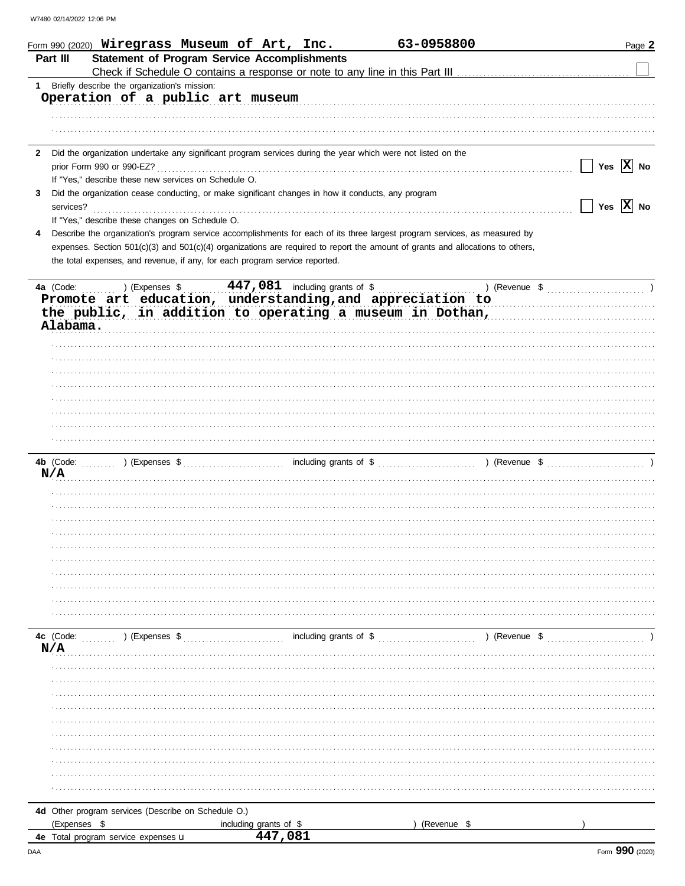Form 990 (2020) **Wiregrass Museum of Art, Inc.** **63-0958800** Page **2**

## Part III Statement of Program Service Accomplishments

Check if Schedule O contains a response or note to any line in this Part III ☐

**1** Briefly describe the organization's mission:

**Operation of a public art museum**

**2** Did the organization undertake any significant program services during the year which were not listed on the prior Form 990 or 990-EZ? ☐ Yes ☒ No

If "Yes," describe these new services on Schedule O.

**3** Did the organization cease conducting, or make significant changes in how it conducts, any program services? ☐ Yes ☒ No

If "Yes," describe these changes on Schedule O.

**4** Describe the organization's program service accomplishments for each of its three largest program services, as measured by expenses. Section 501(c)(3) and 501(c)(4) organizations are required to report the amount of grants and allocations to others, the total expenses, and revenue, if any, for each program service reported.

**4a** (Code: ) (Expenses $ **447,081** including grants of $ ) (Revenue $ )

**Promote art education, understanding,and appreciation to the public, in addition to operating a museum in Dothan, Alabama.**

**4b** (Code: ) (Expenses $ including grants of $ ) (Revenue $ )

**N/A**

**4c** (Code: ) (Expenses $ including grants of $ ) (Revenue $ )

**N/A**

**4d** Other program services (Describe on Schedule O.)

(Expenses $ including grants of $ ) (Revenue $ )

**4e** Total program service expenses **447,081**

DAA Form **990** (2020)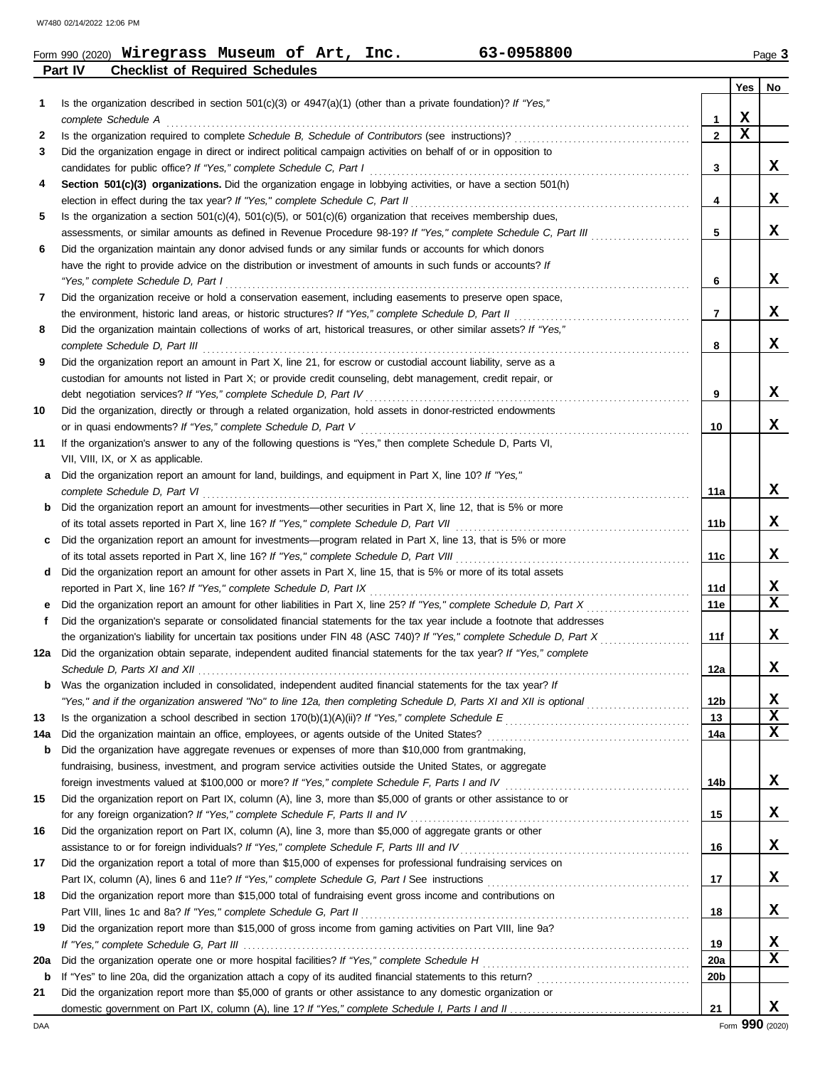Form 990 (2020) **Wiregrass Museum of Art, Inc.** **63-0958800** Page 3

## Part IV Checklist of Required Schedules

| | | | Yes | No |
|---|---|---|---|---|
| 1 | Is the organization described in section 501(c)(3) or 4947(a)(1) (other than a private foundation)? *If "Yes," complete Schedule A* | 1 | X | |
| 2 | Is the organization required to complete *Schedule B, Schedule of Contributors* (see instructions)? | 2 | X | |
| 3 | Did the organization engage in direct or indirect political campaign activities on behalf of or in opposition to candidates for public office? *If "Yes," complete Schedule C, Part I* | 3 | | X |
| 4 | **Section 501(c)(3) organizations.** Did the organization engage in lobbying activities, or have a section 501(h) election in effect during the tax year? *If "Yes," complete Schedule C, Part II* | 4 | | X |
| 5 | Is the organization a section 501(c)(4), 501(c)(5), or 501(c)(6) organization that receives membership dues, assessments, or similar amounts as defined in Revenue Procedure 98-19? *If "Yes," complete Schedule C, Part III* | 5 | | X |
| 6 | Did the organization maintain any donor advised funds or any similar funds or accounts for which donors have the right to provide advice on the distribution or investment of amounts in such funds or accounts? *If "Yes," complete Schedule D, Part I* | 6 | | X |
| 7 | Did the organization receive or hold a conservation easement, including easements to preserve open space, the environment, historic land areas, or historic structures? *If "Yes," complete Schedule D, Part II* | 7 | | X |
| 8 | Did the organization maintain collections of works of art, historical treasures, or other similar assets? *If "Yes," complete Schedule D, Part III* | 8 | | X |
| 9 | Did the organization report an amount in Part X, line 21, for escrow or custodial account liability, serve as a custodian for amounts not listed in Part X; or provide credit counseling, debt management, credit repair, or debt negotiation services? *If "Yes," complete Schedule D, Part IV* | 9 | | X |
| 10 | Did the organization, directly or through a related organization, hold assets in donor-restricted endowments or in quasi endowments? *If "Yes," complete Schedule D, Part V* | 10 | | X |
| 11 | If the organization's answer to any of the following questions is "Yes," then complete Schedule D, Parts VI, VII, VIII, IX, or X as applicable. | | | |
| a | Did the organization report an amount for land, buildings, and equipment in Part X, line 10? *If "Yes," complete Schedule D, Part VI* | 11a | | X |
| b | Did the organization report an amount for investments—other securities in Part X, line 12, that is 5% or more of its total assets reported in Part X, line 16? *If "Yes," complete Schedule D, Part VII* | 11b | | X |
| c | Did the organization report an amount for investments—program related in Part X, line 13, that is 5% or more of its total assets reported in Part X, line 16? *If "Yes," complete Schedule D, Part VIII* | 11c | | X |
| d | Did the organization report an amount for other assets in Part X, line 15, that is 5% or more of its total assets reported in Part X, line 16? *If "Yes," complete Schedule D, Part IX* | 11d | | X |
| e | Did the organization report an amount for other liabilities in Part X, line 25? *If "Yes," complete Schedule D, Part X* | 11e | | X |
| f | Did the organization's separate or consolidated financial statements for the tax year include a footnote that addresses the organization's liability for uncertain tax positions under FIN 48 (ASC 740)? *If "Yes," complete Schedule D, Part X* | 11f | | X |
| 12a | Did the organization obtain separate, independent audited financial statements for the tax year? *If "Yes," complete Schedule D, Parts XI and XII* | 12a | | X |
| b | Was the organization included in consolidated, independent audited financial statements for the tax year? *If "Yes," and if the organization answered "No" to line 12a, then completing Schedule D, Parts XI and XII is optional* | 12b | | X |
| 13 | Is the organization a school described in section 170(b)(1)(A)(ii)? *If "Yes," complete Schedule E* | 13 | | X |
| 14a | Did the organization maintain an office, employees, or agents outside of the United States? | 14a | | X |
| b | Did the organization have aggregate revenues or expenses of more than $10,000 from grantmaking, fundraising, business, investment, and program service activities outside the United States, or aggregate foreign investments valued at $100,000 or more? *If "Yes," complete Schedule F, Parts I and IV* | 14b | | X |
| 15 | Did the organization report on Part IX, column (A), line 3, more than $5,000 of grants or other assistance to or for any foreign organization? *If "Yes," complete Schedule F, Parts II and IV* | 15 | | X |
| 16 | Did the organization report on Part IX, column (A), line 3, more than $5,000 of aggregate grants or other assistance to or for foreign individuals? *If "Yes," complete Schedule F, Parts III and IV* | 16 | | X |
| 17 | Did the organization report a total of more than $15,000 of expenses for professional fundraising services on Part IX, column (A), lines 6 and 11e? *If "Yes," complete Schedule G, Part I* See instructions | 17 | | X |
| 18 | Did the organization report more than $15,000 total of fundraising event gross income and contributions on Part VIII, lines 1c and 8a? *If "Yes," complete Schedule G, Part II* | 18 | | X |
| 19 | Did the organization report more than $15,000 of gross income from gaming activities on Part VIII, line 9a? *If "Yes," complete Schedule G, Part III* | 19 | | X |
| 20a | Did the organization operate one or more hospital facilities? *If "Yes," complete Schedule H* | 20a | | X |
| b | If "Yes" to line 20a, did the organization attach a copy of its audited financial statements to this return? | 20b | | |
| 21 | Did the organization report more than $5,000 of grants or other assistance to any domestic organization or domestic government on Part IX, column (A), line 1? *If "Yes," complete Schedule I, Parts I and II* | 21 | | X |

Form **990** (2020)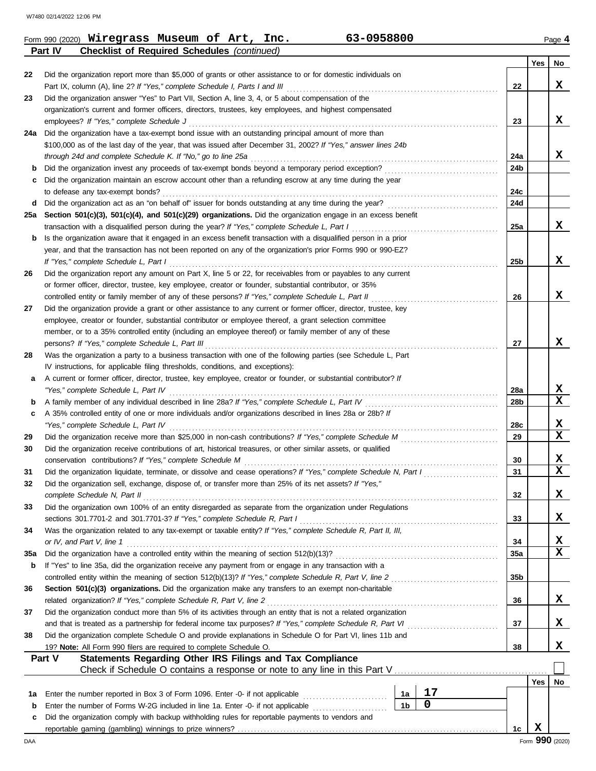Form 990 (2020) **Wiregrass Museum of Art, Inc.** **63-0958800** Page **4**

## Part IV — Checklist of Required Schedules *(continued)*

| | | | Yes | No |
|---|---|---|---|---|
| 22 | Did the organization report more than $5,000 of grants or other assistance to or for domestic individuals on Part IX, column (A), line 2? *If "Yes," complete Schedule I, Parts I and III* | 22 | | X |
| 23 | Did the organization answer "Yes" to Part VII, Section A, line 3, 4, or 5 about compensation of the organization's current and former officers, directors, trustees, key employees, and highest compensated employees? *If "Yes," complete Schedule J* | 23 | | X |
| 24a | Did the organization have a tax-exempt bond issue with an outstanding principal amount of more than $100,000 as of the last day of the year, that was issued after December 31, 2002? *If "Yes," answer lines 24b through 24d and complete Schedule K. If "No," go to line 25a* | 24a | | X |
| b | Did the organization invest any proceeds of tax-exempt bonds beyond a temporary period exception? | 24b | | |
| c | Did the organization maintain an escrow account other than a refunding escrow at any time during the year to defease any tax-exempt bonds? | 24c | | |
| d | Did the organization act as an "on behalf of" issuer for bonds outstanding at any time during the year? | 24d | | |
| 25a | **Section 501(c)(3), 501(c)(4), and 501(c)(29) organizations.** Did the organization engage in an excess benefit transaction with a disqualified person during the year? *If "Yes," complete Schedule L, Part I* | 25a | | X |
| b | Is the organization aware that it engaged in an excess benefit transaction with a disqualified person in a prior year, and that the transaction has not been reported on any of the organization's prior Forms 990 or 990-EZ? *If "Yes," complete Schedule L, Part I* | 25b | | X |
| 26 | Did the organization report any amount on Part X, line 5 or 22, for receivables from or payables to any current or former officer, director, trustee, key employee, creator or founder, substantial contributor, or 35% controlled entity or family member of any of these persons? *If "Yes," complete Schedule L, Part II* | 26 | | X |
| 27 | Did the organization provide a grant or other assistance to any current or former officer, director, trustee, key employee, creator or founder, substantial contributor or employee thereof, a grant selection committee member, or to a 35% controlled entity (including an employee thereof) or family member of any of these persons? *If "Yes," complete Schedule L, Part III* | 27 | | X |
| 28 | Was the organization a party to a business transaction with one of the following parties (see Schedule L, Part IV instructions, for applicable filing thresholds, conditions, and exceptions): | | | |
| a | A current or former officer, director, trustee, key employee, creator or founder, or substantial contributor? *If "Yes," complete Schedule L, Part IV* | 28a | | X |
| b | A family member of any individual described in line 28a? *If "Yes," complete Schedule L, Part IV* | 28b | | X |
| c | A 35% controlled entity of one or more individuals and/or organizations described in lines 28a or 28b? *If "Yes," complete Schedule L, Part IV* | 28c | | X |
| 29 | Did the organization receive more than $25,000 in non-cash contributions? *If "Yes," complete Schedule M* | 29 | | X |
| 30 | Did the organization receive contributions of art, historical treasures, or other similar assets, or qualified conservation contributions? *If "Yes," complete Schedule M* | 30 | | X |
| 31 | Did the organization liquidate, terminate, or dissolve and cease operations? *If "Yes," complete Schedule N, Part I* | 31 | | X |
| 32 | Did the organization sell, exchange, dispose of, or transfer more than 25% of its net assets? *If "Yes," complete Schedule N, Part II* | 32 | | X |
| 33 | Did the organization own 100% of an entity disregarded as separate from the organization under Regulations sections 301.7701-2 and 301.7701-3? *If "Yes," complete Schedule R, Part I* | 33 | | X |
| 34 | Was the organization related to any tax-exempt or taxable entity? *If "Yes," complete Schedule R, Part II, III, or IV, and Part V, line 1* | 34 | | X |
| 35a | Did the organization have a controlled entity within the meaning of section 512(b)(13)? | 35a | | X |
| b | If "Yes" to line 35a, did the organization receive any payment from or engage in any transaction with a controlled entity within the meaning of section 512(b)(13)? *If "Yes," complete Schedule R, Part V, line 2* | 35b | | |
| 36 | **Section 501(c)(3) organizations.** Did the organization make any transfers to an exempt non-charitable related organization? *If "Yes," complete Schedule R, Part V, line 2* | 36 | | X |
| 37 | Did the organization conduct more than 5% of its activities through an entity that is not a related organization and that is treated as a partnership for federal income tax purposes? *If "Yes," complete Schedule R, Part VI* | 37 | | X |
| 38 | Did the organization complete Schedule O and provide explanations in Schedule O for Part VI, lines 11b and 19? **Note:** All Form 990 filers are required to complete Schedule O. | 38 | | X |

## Part V — Statements Regarding Other IRS Filings and Tax Compliance

Check if Schedule O contains a response or note to any line in this Part V ☐

| | | | | | Yes | No |
|---|---|---|---|---|---|---|
| 1a | Enter the number reported in Box 3 of Form 1096. Enter -0- if not applicable | 1a | 17 | | | |
| b | Enter the number of Forms W-2G included in line 1a. Enter -0- if not applicable | 1b | 0 | | | |
| c | Did the organization comply with backup withholding rules for reportable payments to vendors and reportable gaming (gambling) winnings to prize winners? | | | 1c | X | |

Form **990** (2020)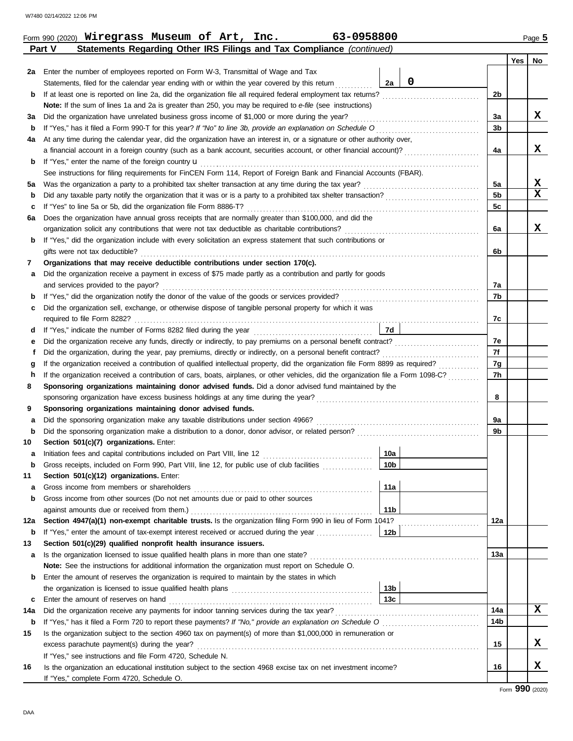Form 990 (2020) **Wiregrass Museum of Art, Inc.** **63-0958800** Page **5**

**Part V Statements Regarding Other IRS Filings and Tax Compliance** *(continued)*

| | | | | | Yes | No |
|---|---|---|---|---|---|---|
| **2a** | Enter the number of employees reported on Form W-3, Transmittal of Wage and Tax Statements, filed for the calendar year ending with or within the year covered by this return | 2a | 0 | | | |
| **b** | If at least one is reported on line 2a, did the organization file all required federal employment tax returns? | | | 2b | | |
| | **Note:** If the sum of lines 1a and 2a is greater than 250, you may be required to *e-file* (see instructions) | | | | | |
| **3a** | Did the organization have unrelated business gross income of $1,000 or more during the year? | | | 3a | | X |
| **b** | If "Yes," has it filed a Form 990-T for this year? *If "No" to line 3b, provide an explanation on Schedule O* | | | 3b | | |
| **4a** | At any time during the calendar year, did the organization have an interest in, or a signature or other authority over, a financial account in a foreign country (such as a bank account, securities account, or other financial account)? | | | 4a | | X |
| **b** | If "Yes," enter the name of the foreign country u | | | | | |
| | See instructions for filing requirements for FinCEN Form 114, Report of Foreign Bank and Financial Accounts (FBAR). | | | | | |
| **5a** | Was the organization a party to a prohibited tax shelter transaction at any time during the tax year? | | | 5a | | X |
| **b** | Did any taxable party notify the organization that it was or is a party to a prohibited tax shelter transaction? | | | 5b | | X |
| **c** | If "Yes" to line 5a or 5b, did the organization file Form 8886-T? | | | 5c | | |
| **6a** | Does the organization have annual gross receipts that are normally greater than $100,000, and did the organization solicit any contributions that were not tax deductible as charitable contributions? | | | 6a | | X |
| **b** | If "Yes," did the organization include with every solicitation an express statement that such contributions or gifts were not tax deductible? | | | 6b | | |
| **7** | **Organizations that may receive deductible contributions under section 170(c).** | | | | | |
| **a** | Did the organization receive a payment in excess of $75 made partly as a contribution and partly for goods and services provided to the payor? | | | 7a | | |
| **b** | If "Yes," did the organization notify the donor of the value of the goods or services provided? | | | 7b | | |
| **c** | Did the organization sell, exchange, or otherwise dispose of tangible personal property for which it was required to file Form 8282? | | | 7c | | |
| **d** | If "Yes," indicate the number of Forms 8282 filed during the year | 7d | | | | |
| **e** | Did the organization receive any funds, directly or indirectly, to pay premiums on a personal benefit contract? | | | 7e | | |
| **f** | Did the organization, during the year, pay premiums, directly or indirectly, on a personal benefit contract? | | | 7f | | |
| **g** | If the organization received a contribution of qualified intellectual property, did the organization file Form 8899 as required? | | | 7g | | |
| **h** | If the organization received a contribution of cars, boats, airplanes, or other vehicles, did the organization file a Form 1098-C? | | | 7h | | |
| **8** | **Sponsoring organizations maintaining donor advised funds.** Did a donor advised fund maintained by the sponsoring organization have excess business holdings at any time during the year? | | | 8 | | |
| **9** | **Sponsoring organizations maintaining donor advised funds.** | | | | | |
| **a** | Did the sponsoring organization make any taxable distributions under section 4966? | | | 9a | | |
| **b** | Did the sponsoring organization make a distribution to a donor, donor advisor, or related person? | | | 9b | | |
| **10** | **Section 501(c)(7) organizations.** Enter: | | | | | |
| **a** | Initiation fees and capital contributions included on Part VIII, line 12 | 10a | | | | |
| **b** | Gross receipts, included on Form 990, Part VIII, line 12, for public use of club facilities | 10b | | | | |
| **11** | **Section 501(c)(12) organizations.** Enter: | | | | | |
| **a** | Gross income from members or shareholders | 11a | | | | |
| **b** | Gross income from other sources (Do not net amounts due or paid to other sources against amounts due or received from them.) | 11b | | | | |
| **12a** | **Section 4947(a)(1) non-exempt charitable trusts.** Is the organization filing Form 990 in lieu of Form 1041? | | | 12a | | |
| **b** | If "Yes," enter the amount of tax-exempt interest received or accrued during the year | 12b | | | | |
| **13** | **Section 501(c)(29) qualified nonprofit health insurance issuers.** | | | | | |
| **a** | Is the organization licensed to issue qualified health plans in more than one state? | | | 13a | | |
| | **Note:** See the instructions for additional information the organization must report on Schedule O. | | | | | |
| **b** | Enter the amount of reserves the organization is required to maintain by the states in which the organization is licensed to issue qualified health plans | 13b | | | | |
| **c** | Enter the amount of reserves on hand | 13c | | | | |
| **14a** | Did the organization receive any payments for indoor tanning services during the tax year? | | | 14a | | X |
| **b** | If "Yes," has it filed a Form 720 to report these payments? *If "No," provide an explanation on Schedule O* | | | 14b | | |
| **15** | Is the organization subject to the section 4960 tax on payment(s) of more than $1,000,000 in remuneration or excess parachute payment(s) during the year? | | | 15 | | X |
| | If "Yes," see instructions and file Form 4720, Schedule N. | | | | | |
| **16** | Is the organization an educational institution subject to the section 4968 excise tax on net investment income? | | | 16 | | X |
| | If "Yes," complete Form 4720, Schedule O. | | | | | |

Form **990** (2020)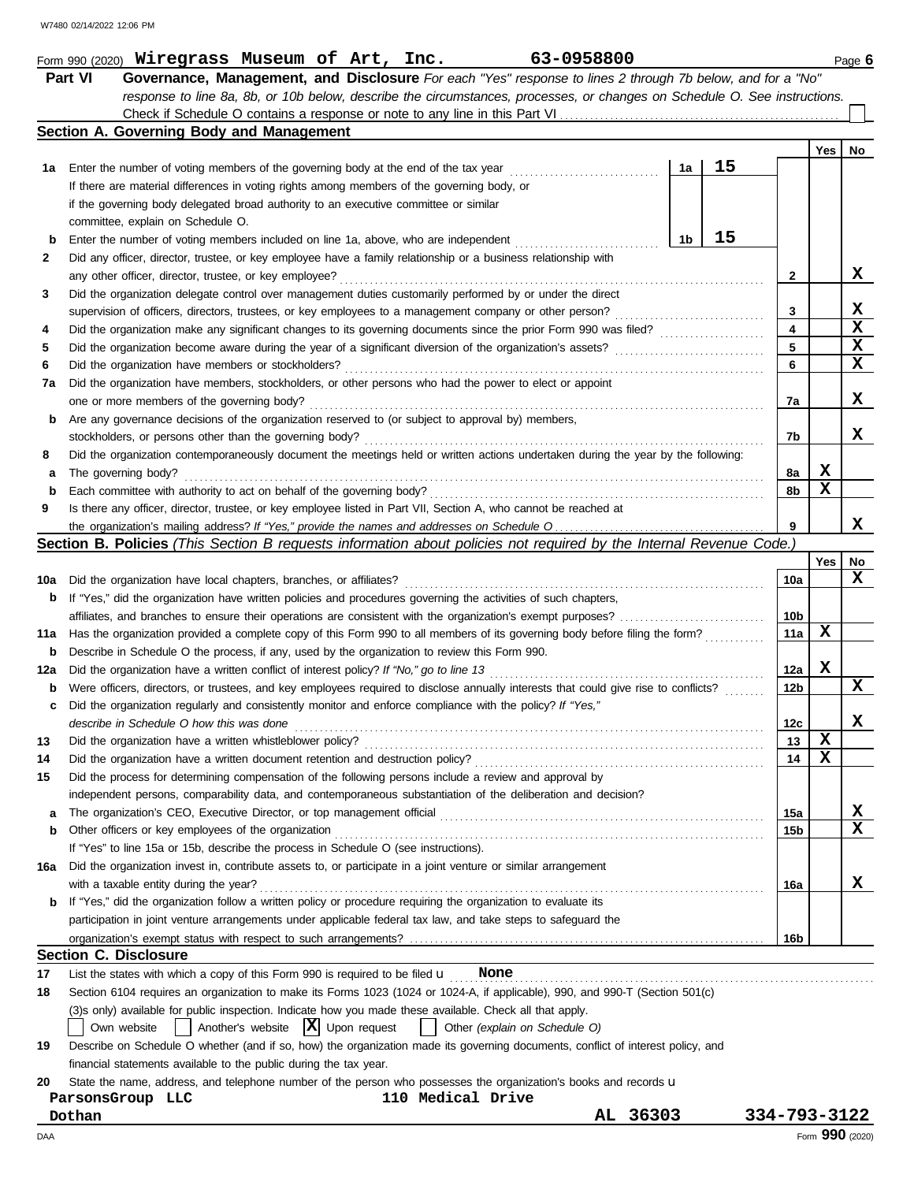Form 990 (2020) **Wiregrass Museum of Art, Inc.** **63-0958800** Page **6**

## Part VI Governance, Management, and Disclosure

*For each "Yes" response to lines 2 through 7b below, and for a "No" response to line 8a, 8b, or 10b below, describe the circumstances, processes, or changes on Schedule O. See instructions.*

Check if Schedule O contains a response or note to any line in this Part VI ☐

### Section A. Governing Body and Management

| | | | Yes | No |
|---|---|---|---|---|
| 1a | Enter the number of voting members of the governing body at the end of the tax year — 1a: **15**<br>If there are material differences in voting rights among members of the governing body, or if the governing body delegated broad authority to an executive committee or similar committee, explain on Schedule O. | | | |
| b | Enter the number of voting members included on line 1a, above, who are independent — 1b: **15** | | | |
| 2 | Did any officer, director, trustee, or key employee have a family relationship or a business relationship with any other officer, director, trustee, or key employee? | 2 | | X |
| 3 | Did the organization delegate control over management duties customarily performed by or under the direct supervision of officers, directors, trustees, or key employees to a management company or other person? | 3 | | X |
| 4 | Did the organization make any significant changes to its governing documents since the prior Form 990 was filed? | 4 | | X |
| 5 | Did the organization become aware during the year of a significant diversion of the organization's assets? | 5 | | X |
| 6 | Did the organization have members or stockholders? | 6 | | X |
| 7a | Did the organization have members, stockholders, or other persons who had the power to elect or appoint one or more members of the governing body? | 7a | | X |
| b | Are any governance decisions of the organization reserved to (or subject to approval by) members, stockholders, or persons other than the governing body? | 7b | | X |
| 8 | Did the organization contemporaneously document the meetings held or written actions undertaken during the year by the following: | | | |
| a | The governing body? | 8a | X | |
| b | Each committee with authority to act on behalf of the governing body? | 8b | X | |
| 9 | Is there any officer, director, trustee, or key employee listed in Part VII, Section A, who cannot be reached at the organization's mailing address? *If "Yes," provide the names and addresses on Schedule O* | 9 | | X |

### Section B. Policies *(This Section B requests information about policies not required by the Internal Revenue Code.)*

| | | | Yes | No |
|---|---|---|---|---|
| 10a | Did the organization have local chapters, branches, or affiliates? | 10a | | X |
| b | If "Yes," did the organization have written policies and procedures governing the activities of such chapters, affiliates, and branches to ensure their operations are consistent with the organization's exempt purposes? | 10b | | |
| 11a | Has the organization provided a complete copy of this Form 990 to all members of its governing body before filing the form? | 11a | X | |
| b | Describe in Schedule O the process, if any, used by the organization to review this Form 990. | | | |
| 12a | Did the organization have a written conflict of interest policy? *If "No," go to line 13* | 12a | X | |
| b | Were officers, directors, or trustees, and key employees required to disclose annually interests that could give rise to conflicts? | 12b | | X |
| c | Did the organization regularly and consistently monitor and enforce compliance with the policy? *If "Yes," describe in Schedule O how this was done* | 12c | | X |
| 13 | Did the organization have a written whistleblower policy? | 13 | X | |
| 14 | Did the organization have a written document retention and destruction policy? | 14 | X | |
| 15 | Did the process for determining compensation of the following persons include a review and approval by independent persons, comparability data, and contemporaneous substantiation of the deliberation and decision? | | | |
| a | The organization's CEO, Executive Director, or top management official | 15a | | X |
| b | Other officers or key employees of the organization | 15b | | X |
| | If "Yes" to line 15a or 15b, describe the process in Schedule O (see instructions). | | | |
| 16a | Did the organization invest in, contribute assets to, or participate in a joint venture or similar arrangement with a taxable entity during the year? | 16a | | X |
| b | If "Yes," did the organization follow a written policy or procedure requiring the organization to evaluate its participation in joint venture arrangements under applicable federal tax law, and take steps to safeguard the organization's exempt status with respect to such arrangements? | 16b | | |

### Section C. Disclosure

17 List the states with which a copy of this Form 990 is required to be filed **None**

18 Section 6104 requires an organization to make its Forms 1023 (1024 or 1024-A, if applicable), 990, and 990-T (Section 501(c)(3)s only) available for public inspection. Indicate how you made these available. Check all that apply.

☐ Own website ☐ Another's website ☒ Upon request ☐ Other *(explain on Schedule O)*

19 Describe on Schedule O whether (and if so, how) the organization made its governing documents, conflict of interest policy, and financial statements available to the public during the tax year.

20 State the name, address, and telephone number of the person who possesses the organization's books and records

**ParsonsGroup LLC** **110 Medical Drive**
**Dothan** **AL 36303** **334-793-3122**

Form **990** (2020)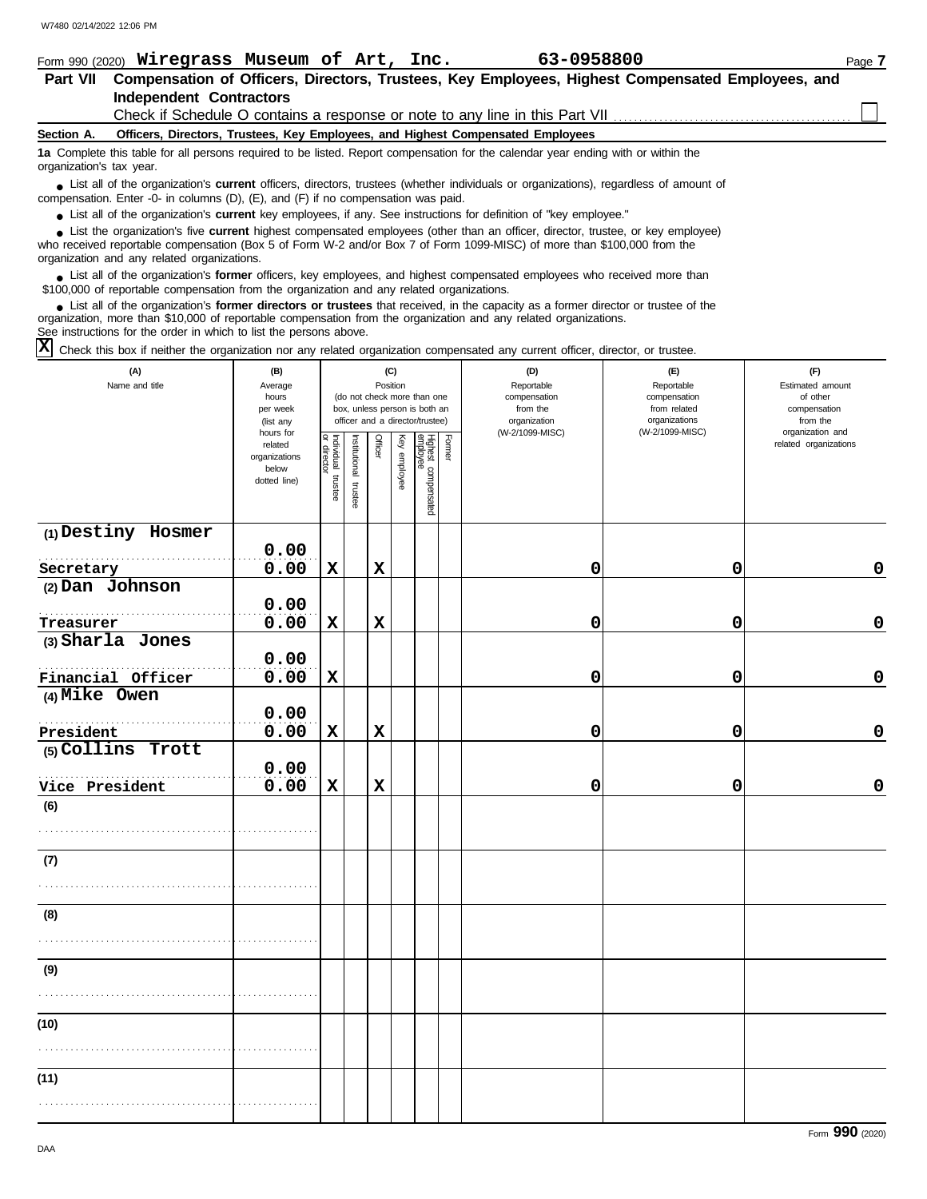Form 990 (2020) **Wiregrass Museum of Art, Inc.** **63-0958800** Page **7**

## Part VII Compensation of Officers, Directors, Trustees, Key Employees, Highest Compensated Employees, and Independent Contractors

Check if Schedule O contains a response or note to any line in this Part VII ☐

### Section A. Officers, Directors, Trustees, Key Employees, and Highest Compensated Employees

**1a** Complete this table for all persons required to be listed. Report compensation for the calendar year ending with or within the organization's tax year.

- List all of the organization's **current** officers, directors, trustees (whether individuals or organizations), regardless of amount of compensation. Enter -0- in columns (D), (E), and (F) if no compensation was paid.
- List all of the organization's **current** key employees, if any. See instructions for definition of "key employee."
- List the organization's five **current** highest compensated employees (other than an officer, director, trustee, or key employee) who received reportable compensation (Box 5 of Form W-2 and/or Box 7 of Form 1099-MISC) of more than $100,000 from the organization and any related organizations.
- List all of the organization's **former** officers, key employees, and highest compensated employees who received more than $100,000 of reportable compensation from the organization and any related organizations.
- List all of the organization's **former directors or trustees** that received, in the capacity as a former director or trustee of the organization, more than $10,000 of reportable compensation from the organization and any related organizations.

See instructions for the order in which to list the persons above.

☒ Check this box if neither the organization nor any related organization compensated any current officer, director, or trustee.

| (A) Name and title | (B) Average hours per week (list any hours for related organizations below dotted line) | (C) Position: Individual trustee or director | Institutional trustee | Officer | Key employee | Highest compensated employee | Former | (D) Reportable compensation from the organization (W-2/1099-MISC) | (E) Reportable compensation from related organizations (W-2/1099-MISC) | (F) Estimated amount of other compensation from the organization and related organizations |
|---|---|---|---|---|---|---|---|---|---|---|
| (1) Destiny Hosmer<br>Secretary | 0.00<br>0.00 | X | | X | | | | 0 | 0 | 0 |
| (2) Dan Johnson<br>Treasurer | 0.00<br>0.00 | X | | X | | | | 0 | 0 | 0 |
| (3) Sharla Jones<br>Financial Officer | 0.00<br>0.00 | X | | | | | | 0 | 0 | 0 |
| (4) Mike Owen<br>President | 0.00<br>0.00 | X | | X | | | | 0 | 0 | 0 |
| (5) Collins Trott<br>Vice President | 0.00<br>0.00 | X | | X | | | | 0 | 0 | 0 |
| (6) | | | | | | | | | | |
| (7) | | | | | | | | | | |
| (8) | | | | | | | | | | |
| (9) | | | | | | | | | | |
| (10) | | | | | | | | | | |
| (11) | | | | | | | | | | |

Form **990** (2020)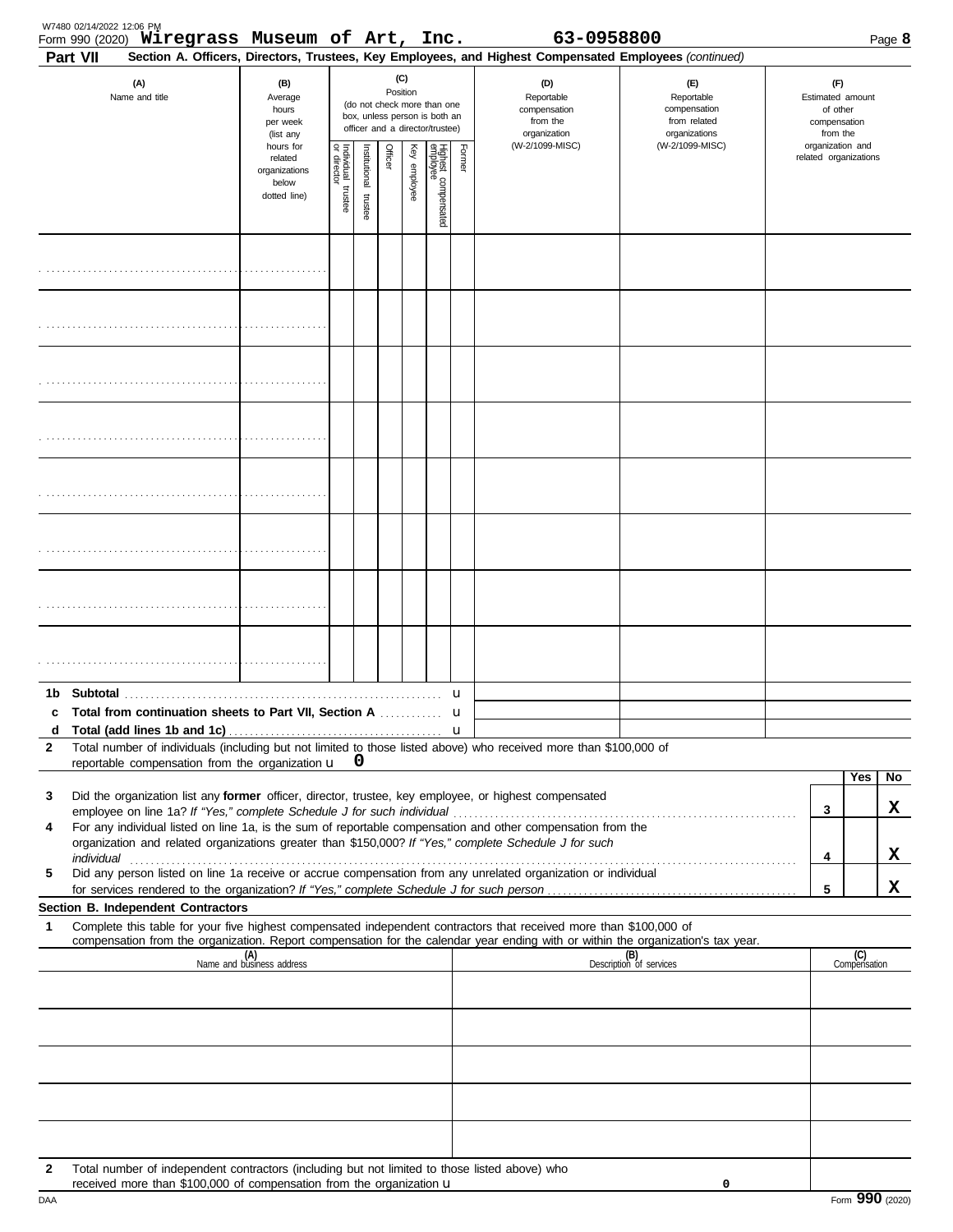Form 990 (2020) **Wiregrass Museum of Art, Inc.** **63-0958800** Page **8**

**Part VII** **Section A. Officers, Directors, Trustees, Key Employees, and Highest Compensated Employees** *(continued)*

| (A) Name and title | (B) Average hours per week (list any hours for related organizations below dotted line) | (C) Position: Individual trustee or director | Institutional trustee | Officer | Key employee | Highest compensated employee | Former | (D) Reportable compensation from the organization (W-2/1099-MISC) | (E) Reportable compensation from related organizations (W-2/1099-MISC) | (F) Estimated amount of other compensation from the organization and related organizations |
|---|---|---|---|---|---|---|---|---|---|---|
| | | | | | | | | | | |
| | | | | | | | | | | |
| | | | | | | | | | | |
| | | | | | | | | | | |
| | | | | | | | | | | |
| | | | | | | | | | | |
| | | | | | | | | | | |
| | | | | | | | | | | |

**1b Subtotal** u

**c Total from continuation sheets to Part VII, Section A** u

**d Total (add lines 1b and 1c)** u

**2** Total number of individuals (including but not limited to those listed above) who received more than $100,000 of reportable compensation from the organization u **0**

| | | | Yes | No |
|---|---|---|---|---|
| **3** | Did the organization list any **former** officer, director, trustee, key employee, or highest compensated employee on line 1a? *If "Yes," complete Schedule J for such individual* | 3 | | X |
| **4** | For any individual listed on line 1a, is the sum of reportable compensation and other compensation from the organization and related organizations greater than $150,000? *If "Yes," complete Schedule J for such individual* | 4 | | X |
| **5** | Did any person listed on line 1a receive or accrue compensation from any unrelated organization or individual for services rendered to the organization? *If "Yes," complete Schedule J for such person* | 5 | | X |

**Section B. Independent Contractors**

**1** Complete this table for your five highest compensated independent contractors that received more than $100,000 of compensation from the organization. Report compensation for the calendar year ending with or within the organization's tax year.

| (A) Name and business address | (B) Description of services | (C) Compensation |
|---|---|---|
| | | |
| | | |
| | | |
| | | |
| | | |

**2** Total number of independent contractors (including but not limited to those listed above) who received more than $100,000 of compensation from the organization u **0**

Form **990** (2020)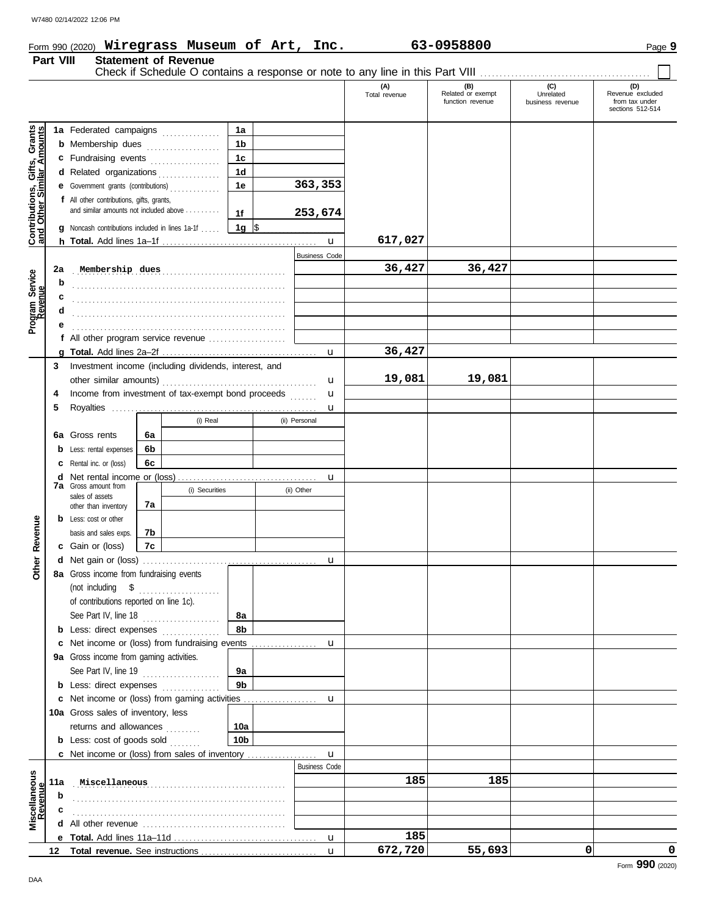Form 990 (2020) **Wiregrass Museum of Art, Inc.** **63-0958800** Page **9**

## Part VIII Statement of Revenue

Check if Schedule O contains a response or note to any line in this Part VIII ☐

| | | | | (A) Total revenue | (B) Related or exempt function revenue | (C) Unrelated business revenue | (D) Revenue excluded from tax under sections 512-514 |
|---|---|---|---|---|---|---|---|
| **Contributions, Gifts, Grants and Other Similar Amounts** | **1a** Federated campaigns | 1a | | | | | |
| | **b** Membership dues | 1b | | | | | |
| | **c** Fundraising events | 1c | | | | | |
| | **d** Related organizations | 1d | | | | | |
| | **e** Government grants (contributions) | 1e | 363,353 | | | | |
| | **f** All other contributions, gifts, grants, and similar amounts not included above | 1f | 253,674 | | | | |
| | **g** Noncash contributions included in lines 1a-1f | 1g | $ | | | | |
| | **h Total.** Add lines 1a–1f | | | 617,027 | | | |
| **Program Service Revenue** | | | Business Code | | | | |
| | **2a** Membership dues | | | 36,427 | 36,427 | | |
| | **b** | | | | | | |
| | **c** | | | | | | |
| | **d** | | | | | | |
| | **e** | | | | | | |
| | **f** All other program service revenue | | | | | | |
| | **g Total.** Add lines 2a–2f | | | 36,427 | | | |
| **Other Revenue** | **3** Investment income (including dividends, interest, and other similar amounts) | | | 19,081 | 19,081 | | |
| | **4** Income from investment of tax-exempt bond proceeds | | | | | | |
| | **5** Royalties | | | | | | |
| | | | (i) Real / (ii) Personal | | | | |
| | **6a** Gross rents | 6a | | | | | |
| | **b** Less: rental expenses | 6b | | | | | |
| | **c** Rental inc. or (loss) | 6c | | | | | |
| | **d** Net rental income or (loss) | | | | | | |
| | | | (i) Securities / (ii) Other | | | | |
| | **7a** Gross amount from sales of assets other than inventory | 7a | | | | | |
| | **b** Less: cost or other basis and sales exps. | 7b | | | | | |
| | **c** Gain or (loss) | 7c | | | | | |
| | **d** Net gain or (loss) | | | | | | |
| | **8a** Gross income from fundraising events (not including $ of contributions reported on line 1c). See Part IV, line 18 | 8a | | | | | |
| | **b** Less: direct expenses | 8b | | | | | |
| | **c** Net income or (loss) from fundraising events | | | | | | |
| | **9a** Gross income from gaming activities. See Part IV, line 19 | 9a | | | | | |
| | **b** Less: direct expenses | 9b | | | | | |
| | **c** Net income or (loss) from gaming activities | | | | | | |
| | **10a** Gross sales of inventory, less returns and allowances | 10a | | | | | |
| | **b** Less: cost of goods sold | 10b | | | | | |
| | **c** Net income or (loss) from sales of inventory | | | | | | |
| **Miscellaneous Revenue** | | | Business Code | | | | |
| | **11a** Miscellaneous | | | 185 | 185 | | |
| | **b** | | | | | | |
| | **c** | | | | | | |
| | **d** All other revenue | | | | | | |
| | **e Total.** Add lines 11a–11d | | | 185 | | | |
| | **12 Total revenue.** See instructions | | | 672,720 | 55,693 | 0 | 0 |

Form **990** (2020)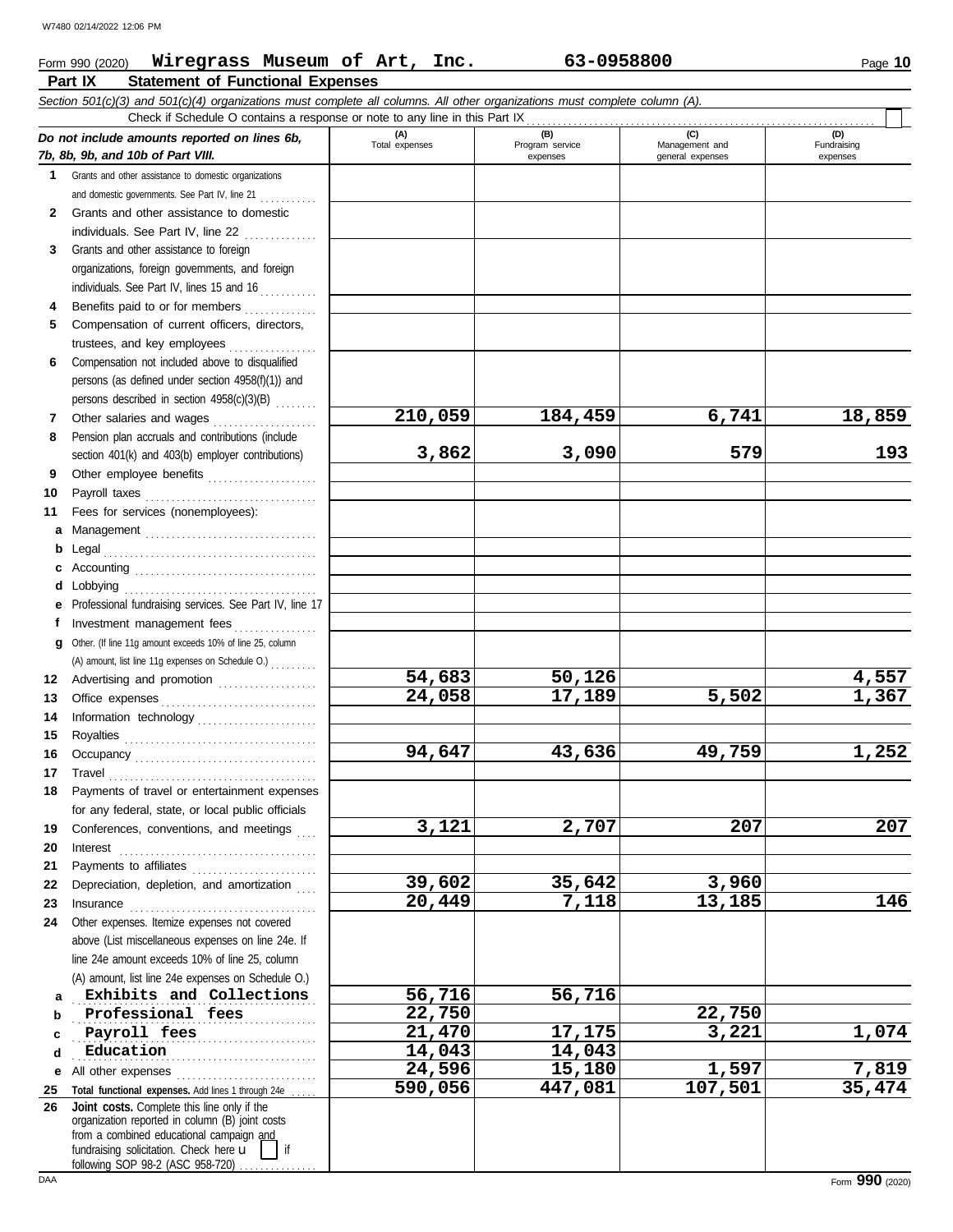W7480 02/14/2022 12:06 PM

Form 990 (2020) **Wiregrass Museum of Art, Inc.** **63-0958800** Page **10**

## Part IX Statement of Functional Expenses

*Section 501(c)(3) and 501(c)(4) organizations must complete all columns. All other organizations must complete column (A).*

Check if Schedule O contains a response or note to any line in this Part IX [ ]

| *Do not include amounts reported on lines 6b, 7b, 8b, 9b, and 10b of Part VIII.* | (A) Total expenses | (B) Program service expenses | (C) Management and general expenses | (D) Fundraising expenses |
|---|---|---|---|---|
| **1** Grants and other assistance to domestic organizations and domestic governments. See Part IV, line 21 | | | | |
| **2** Grants and other assistance to domestic individuals. See Part IV, line 22 | | | | |
| **3** Grants and other assistance to foreign organizations, foreign governments, and foreign individuals. See Part IV, lines 15 and 16 | | | | |
| **4** Benefits paid to or for members | | | | |
| **5** Compensation of current officers, directors, trustees, and key employees | | | | |
| **6** Compensation not included above to disqualified persons (as defined under section 4958(f)(1)) and persons described in section 4958(c)(3)(B) | | | | |
| **7** Other salaries and wages | 210,059 | 184,459 | 6,741 | 18,859 |
| **8** Pension plan accruals and contributions (include section 401(k) and 403(b) employer contributions) | 3,862 | 3,090 | 579 | 193 |
| **9** Other employee benefits | | | | |
| **10** Payroll taxes | | | | |
| **11** Fees for services (nonemployees): | | | | |
| **a** Management | | | | |
| **b** Legal | | | | |
| **c** Accounting | | | | |
| **d** Lobbying | | | | |
| **e** Professional fundraising services. See Part IV, line 17 | | | | |
| **f** Investment management fees | | | | |
| **g** Other. (If line 11g amount exceeds 10% of line 25, column (A), amount, list line 11g expenses on Schedule O.) | | | | |
| **12** Advertising and promotion | 54,683 | 50,126 | | 4,557 |
| **13** Office expenses | 24,058 | 17,189 | 5,502 | 1,367 |
| **14** Information technology | | | | |
| **15** Royalties | | | | |
| **16** Occupancy | 94,647 | 43,636 | 49,759 | 1,252 |
| **17** Travel | | | | |
| **18** Payments of travel or entertainment expenses for any federal, state, or local public officials | | | | |
| **19** Conferences, conventions, and meetings | 3,121 | 2,707 | 207 | 207 |
| **20** Interest | | | | |
| **21** Payments to affiliates | | | | |
| **22** Depreciation, depletion, and amortization | 39,602 | 35,642 | 3,960 | |
| **23** Insurance | 20,449 | 7,118 | 13,185 | 146 |
| **24** Other expenses. Itemize expenses not covered above (List miscellaneous expenses on line 24e. If line 24e amount exceeds 10% of line 25, column (A), amount, list line 24e expenses on Schedule O.) | | | | |
| **a** Exhibits and Collections | 56,716 | 56,716 | | |
| **b** Professional fees | 22,750 | | 22,750 | |
| **c** Payroll fees | 21,470 | 17,175 | 3,221 | 1,074 |
| **d** Education | 14,043 | 14,043 | | |
| **e** All other expenses | 24,596 | 15,180 | 1,597 | 7,819 |
| **25** **Total functional expenses.** Add lines 1 through 24e | 590,056 | 447,081 | 107,501 | 35,474 |
| **26** **Joint costs.** Complete this line only if the organization reported in column (B) joint costs from a combined educational campaign and fundraising solicitation. Check here [ ] if following SOP 98-2 (ASC 958-720) | | | | |

DAA Form **990** (2020)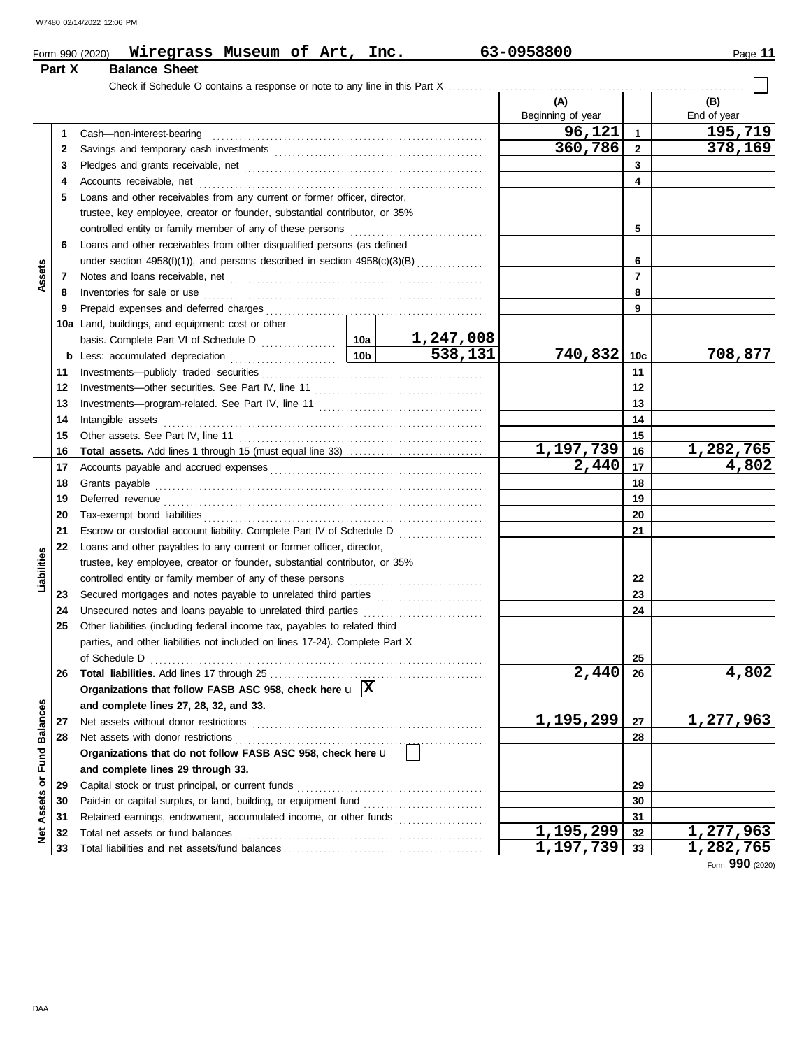Form 990 (2020) **Wiregrass Museum of Art, Inc.** 63-0958800

## Part X Balance Sheet

Check if Schedule O contains a response or note to any line in this Part X . . . . ☐

| Section | Line | Description | | | (A) Beginning of year | Line | (B) End of year |
|---|---|---|---|---|---|---|---|
| Assets | 1 | Cash—non-interest-bearing | | | 96,121 | 1 | 195,719 |
| | 2 | Savings and temporary cash investments | | | 360,786 | 2 | 378,169 |
| | 3 | Pledges and grants receivable, net | | | | 3 | |
| | 4 | Accounts receivable, net | | | | 4 | |
| | 5 | Loans and other receivables from any current or former officer, director, trustee, key employee, creator or founder, substantial contributor, or 35% controlled entity or family member of any of these persons | | | | 5 | |
| | 6 | Loans and other receivables from other disqualified persons (as defined under section 4958(f)(1)), and persons described in section 4958(c)(3)(B) | | | | 6 | |
| | 7 | Notes and loans receivable, net | | | | 7 | |
| | 8 | Inventories for sale or use | | | | 8 | |
| | 9 | Prepaid expenses and deferred charges | | | | 9 | |
| | 10a | Land, buildings, and equipment: cost or other basis. Complete Part VI of Schedule D | 10a | 1,247,008 | | | |
| | b | Less: accumulated depreciation | 10b | 538,131 | 740,832 | 10c | 708,877 |
| | 11 | Investments—publicly traded securities | | | | 11 | |
| | 12 | Investments—other securities. See Part IV, line 11 | | | | 12 | |
| | 13 | Investments—program-related. See Part IV, line 11 | | | | 13 | |
| | 14 | Intangible assets | | | | 14 | |
| | 15 | Other assets. See Part IV, line 11 | | | | 15 | |
| | 16 | **Total assets.** Add lines 1 through 15 (must equal line 33) | | | 1,197,739 | 16 | 1,282,765 |
| Liabilities | 17 | Accounts payable and accrued expenses | | | 2,440 | 17 | 4,802 |
| | 18 | Grants payable | | | | 18 | |
| | 19 | Deferred revenue | | | | 19 | |
| | 20 | Tax-exempt bond liabilities | | | | 20 | |
| | 21 | Escrow or custodial account liability. Complete Part IV of Schedule D | | | | 21 | |
| | 22 | Loans and other payables to any current or former officer, director, trustee, key employee, creator or founder, substantial contributor, or 35% controlled entity or family member of any of these persons | | | | 22 | |
| | 23 | Secured mortgages and notes payable to unrelated third parties | | | | 23 | |
| | 24 | Unsecured notes and loans payable to unrelated third parties | | | | 24 | |
| | 25 | Other liabilities (including federal income tax, payables to related third parties, and other liabilities not included on lines 17-24). Complete Part X of Schedule D | | | | 25 | |
| | 26 | **Total liabilities.** Add lines 17 through 25 | | | 2,440 | 26 | 4,802 |
| Net Assets or Fund Balances | | **Organizations that follow FASB ASC 958, check here** ☒ **and complete lines 27, 28, 32, and 33.** | | | | | |
| | 27 | Net assets without donor restrictions | | | 1,195,299 | 27 | 1,277,963 |
| | 28 | Net assets with donor restrictions | | | | 28 | |
| | | **Organizations that do not follow FASB ASC 958, check here** ☐ **and complete lines 29 through 33.** | | | | | |
| | 29 | Capital stock or trust principal, or current funds | | | | 29 | |
| | 30 | Paid-in or capital surplus, or land, building, or equipment fund | | | | 30 | |
| | 31 | Retained earnings, endowment, accumulated income, or other funds | | | | 31 | |
| | 32 | Total net assets or fund balances | | | 1,195,299 | 32 | 1,277,963 |
| | 33 | Total liabilities and net assets/fund balances | | | 1,197,739 | 33 | 1,282,765 |

Form **990** (2020)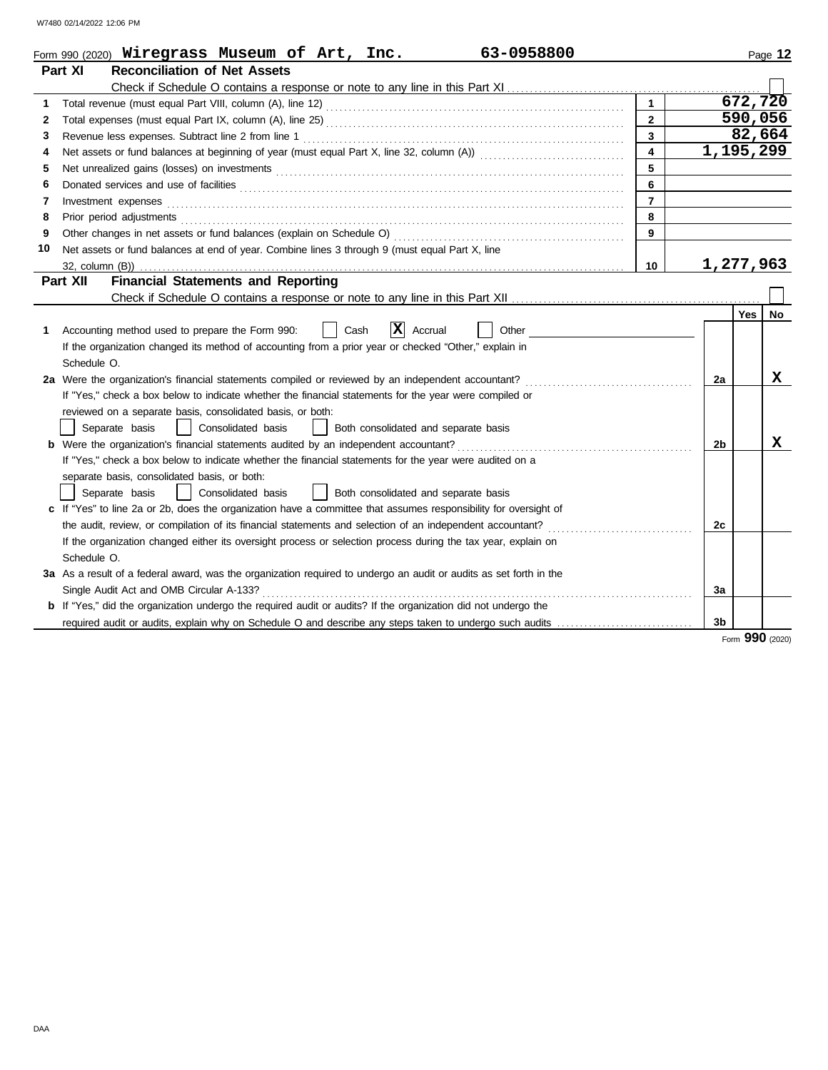Form 990 (2020) **Wiregrass Museum of Art, Inc.** **63-0958800**

## Part XI Reconciliation of Net Assets

Check if Schedule O contains a response or note to any line in this Part XI ☐

| | | | |
|---|---|---|---|
| 1 | Total revenue (must equal Part VIII, column (A), line 12) | 1 | 672,720 |
| 2 | Total expenses (must equal Part IX, column (A), line 25) | 2 | 590,056 |
| 3 | Revenue less expenses. Subtract line 2 from line 1 | 3 | 82,664 |
| 4 | Net assets or fund balances at beginning of year (must equal Part X, line 32, column (A)) | 4 | 1,195,299 |
| 5 | Net unrealized gains (losses) on investments | 5 | |
| 6 | Donated services and use of facilities | 6 | |
| 7 | Investment expenses | 7 | |
| 8 | Prior period adjustments | 8 | |
| 9 | Other changes in net assets or fund balances (explain on Schedule O) | 9 | |
| 10 | Net assets or fund balances at end of year. Combine lines 3 through 9 (must equal Part X, line 32, column (B)) | 10 | 1,277,963 |

## Part XII Financial Statements and Reporting

Check if Schedule O contains a response or note to any line in this Part XII ☐

| | | | Yes | No |
|---|---|---|---|---|
| 1 | Accounting method used to prepare the Form 990: ☐ Cash ☒ Accrual ☐ Other<br>If the organization changed its method of accounting from a prior year or checked "Other," explain in Schedule O. | | | |
| 2a | Were the organization's financial statements compiled or reviewed by an independent accountant?<br>If "Yes," check a box below to indicate whether the financial statements for the year were compiled or reviewed on a separate basis, consolidated basis, or both:<br>☐ Separate basis ☐ Consolidated basis ☐ Both consolidated and separate basis | 2a | | X |
| b | Were the organization's financial statements audited by an independent accountant?<br>If "Yes," check a box below to indicate whether the financial statements for the year were audited on a separate basis, consolidated basis, or both:<br>☐ Separate basis ☐ Consolidated basis ☐ Both consolidated and separate basis | 2b | | X |
| c | If "Yes" to line 2a or 2b, does the organization have a committee that assumes responsibility for oversight of the audit, review, or compilation of its financial statements and selection of an independent accountant?<br>If the organization changed either its oversight process or selection process during the tax year, explain on Schedule O. | 2c | | |
| 3a | As a result of a federal award, was the organization required to undergo an audit or audits as set forth in the Single Audit Act and OMB Circular A-133? | 3a | | |
| b | If "Yes," did the organization undergo the required audit or audits? If the organization did not undergo the required audit or audits, explain why on Schedule O and describe any steps taken to undergo such audits | 3b | | |

Form **990** (2020)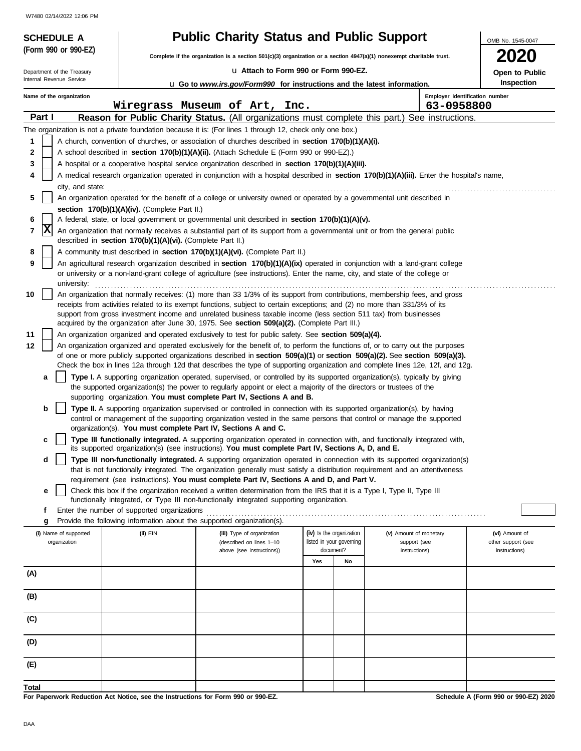W7480 02/14/2022 12:06 PM

**SCHEDULE A**
**(Form 990 or 990-EZ)**

Department of the Treasury
Internal Revenue Service

# Public Charity Status and Public Support

**Complete if the organization is a section 501(c)(3) organization or a section 4947(a)(1) nonexempt charitable trust.**

u **Attach to Form 990 or Form 990-EZ.**

u **Go to *www.irs.gov/Form990* for instructions and the latest information.**

OMB No. 1545-0047

**2020**

**Open to Public Inspection**

**Name of the organization**
Wiregrass Museum of Art, Inc.

**Employer identification number**
63-0958800

**Part I** **Reason for Public Charity Status.** (All organizations must complete this part.) See instructions.

The organization is not a private foundation because it is: (For lines 1 through 12, check only one box.)

1 [ ] A church, convention of churches, or association of churches described in **section 170(b)(1)(A)(i).**

2 [ ] A school described in **section 170(b)(1)(A)(ii).** (Attach Schedule E (Form 990 or 990-EZ).)

3 [ ] A hospital or a cooperative hospital service organization described in **section 170(b)(1)(A)(iii).**

4 [ ] A medical research organization operated in conjunction with a hospital described in **section 170(b)(1)(A)(iii).** Enter the hospital's name, city, and state:

5 [ ] An organization operated for the benefit of a college or university owned or operated by a governmental unit described in **section 170(b)(1)(A)(iv).** (Complete Part II.)

6 [ ] A federal, state, or local government or governmental unit described in **section 170(b)(1)(A)(v).**

7 [X] An organization that normally receives a substantial part of its support from a governmental unit or from the general public described in **section 170(b)(1)(A)(vi).** (Complete Part II.)

8 [ ] A community trust described in **section 170(b)(1)(A)(vi).** (Complete Part II.)

9 [ ] An agricultural research organization described in **section 170(b)(1)(A)(ix)** operated in conjunction with a land-grant college or university or a non-land-grant college of agriculture (see instructions). Enter the name, city, and state of the college or university:

10 [ ] An organization that normally receives: (1) more than 33 1/3% of its support from contributions, membership fees, and gross receipts from activities related to its exempt functions, subject to certain exceptions; and (2) no more than 331/3% of its support from gross investment income and unrelated business taxable income (less section 511 tax) from businesses acquired by the organization after June 30, 1975. See **section 509(a)(2).** (Complete Part III.)

11 [ ] An organization organized and operated exclusively to test for public safety. See **section 509(a)(4).**

12 [ ] An organization organized and operated exclusively for the benefit of, to perform the functions of, or to carry out the purposes of one or more publicly supported organizations described in **section 509(a)(1)** or **section 509(a)(2).** See **section 509(a)(3).** Check the box in lines 12a through 12d that describes the type of supporting organization and complete lines 12e, 12f, and 12g.

a [ ] **Type I.** A supporting organization operated, supervised, or controlled by its supported organization(s), typically by giving the supported organization(s) the power to regularly appoint or elect a majority of the directors or trustees of the supporting organization. **You must complete Part IV, Sections A and B.**

b [ ] **Type II.** A supporting organization supervised or controlled in connection with its supported organization(s), by having control or management of the supporting organization vested in the same persons that control or manage the supported organization(s). **You must complete Part IV, Sections A and C.**

c [ ] **Type III functionally integrated.** A supporting organization operated in connection with, and functionally integrated with, its supported organization(s) (see instructions). **You must complete Part IV, Sections A, D, and E.**

d [ ] **Type III non-functionally integrated.** A supporting organization operated in connection with its supported organization(s) that is not functionally integrated. The organization generally must satisfy a distribution requirement and an attentiveness requirement (see instructions). **You must complete Part IV, Sections A and D, and Part V.**

e [ ] Check this box if the organization received a written determination from the IRS that it is a Type I, Type II, Type III functionally integrated, or Type III non-functionally integrated supporting organization.

f Enter the number of supported organizations

g Provide the following information about the supported organization(s).

| (i) Name of supported organization | (ii) EIN | (iii) Type of organization (described on lines 1–10 above (see instructions)) | (iv) Is the organization listed in your governing document? | | (v) Amount of monetary support (see instructions) | (vi) Amount of other support (see instructions) |
|---|---|---|---|---|---|---|
| | | | Yes | No | | |
| (A) | | | | | | |
| (B) | | | | | | |
| (C) | | | | | | |
| (D) | | | | | | |
| (E) | | | | | | |
| Total | | | | | | |

**For Paperwork Reduction Act Notice, see the Instructions for Form 990 or 990-EZ.**

**Schedule A (Form 990 or 990-EZ) 2020**

DAA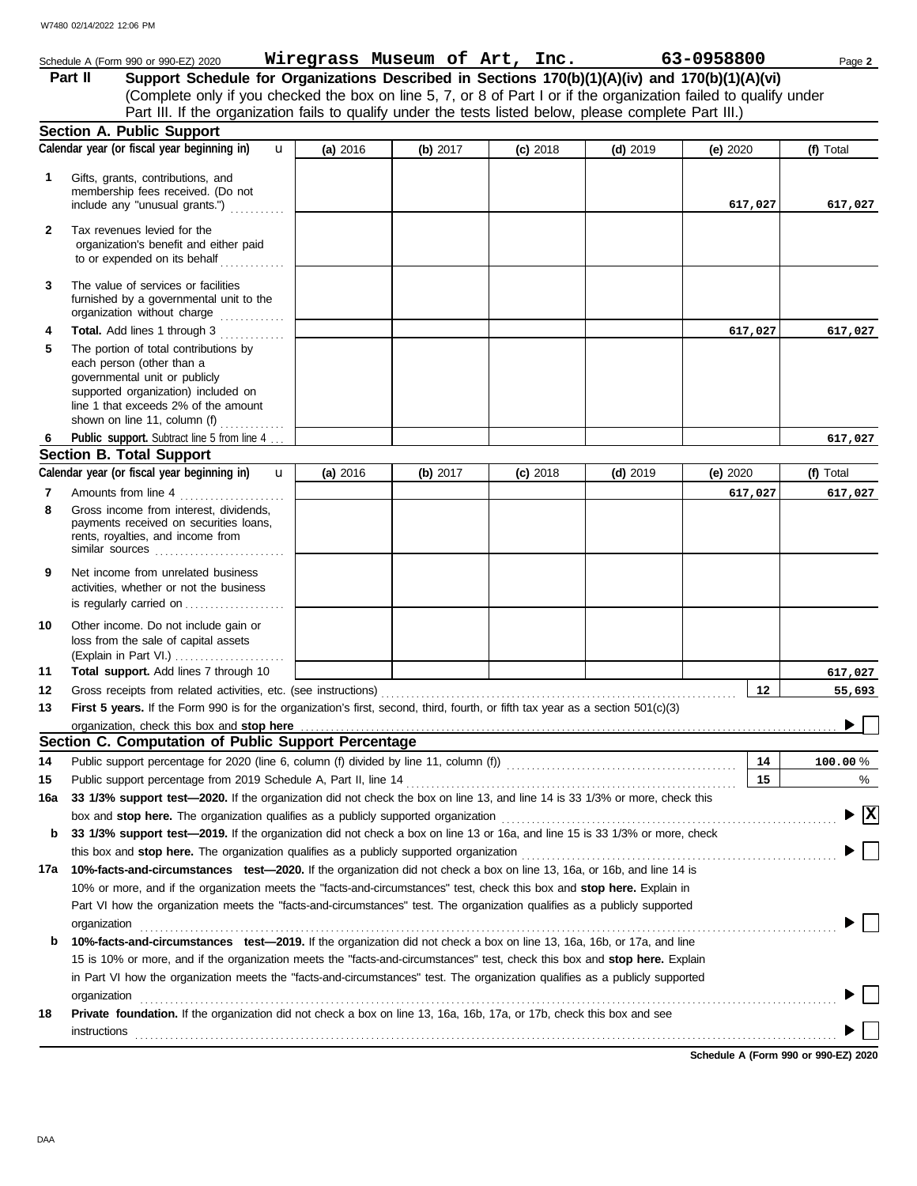Schedule A (Form 990 or 990-EZ) 2020 **Wiregrass Museum of Art, Inc.** **63-0958800**

**Part II** **Support Schedule for Organizations Described in Sections 170(b)(1)(A)(iv) and 170(b)(1)(A)(vi)**
(Complete only if you checked the box on line 5, 7, or 8 of Part I or if the organization failed to qualify under Part III. If the organization fails to qualify under the tests listed below, please complete Part III.)

## Section A. Public Support

| | Calendar year (or fiscal year beginning in) | (a) 2016 | (b) 2017 | (c) 2018 | (d) 2019 | (e) 2020 | (f) Total |
|---|---|---|---|---|---|---|---|
| 1 | Gifts, grants, contributions, and membership fees received. (Do not include any "unusual grants.") | | | | | 617,027 | 617,027 |
| 2 | Tax revenues levied for the organization's benefit and either paid to or expended on its behalf | | | | | | |
| 3 | The value of services or facilities furnished by a governmental unit to the organization without charge | | | | | | |
| 4 | **Total.** Add lines 1 through 3 | | | | | 617,027 | 617,027 |
| 5 | The portion of total contributions by each person (other than a governmental unit or publicly supported organization) included on line 1 that exceeds 2% of the amount shown on line 11, column (f) | | | | | | |
| 6 | **Public support.** Subtract line 5 from line 4 | | | | | | 617,027 |

## Section B. Total Support

| | Calendar year (or fiscal year beginning in) | (a) 2016 | (b) 2017 | (c) 2018 | (d) 2019 | (e) 2020 | (f) Total |
|---|---|---|---|---|---|---|---|
| 7 | Amounts from line 4 | | | | | 617,027 | 617,027 |
| 8 | Gross income from interest, dividends, payments received on securities loans, rents, royalties, and income from similar sources | | | | | | |
| 9 | Net income from unrelated business activities, whether or not the business is regularly carried on | | | | | | |
| 10 | Other income. Do not include gain or loss from the sale of capital assets (Explain in Part VI.) | | | | | | |
| 11 | **Total support.** Add lines 7 through 10 | | | | | | 617,027 |

**12** Gross receipts from related activities, etc. (see instructions) ..... **12** | **55,693**

**13** **First 5 years.** If the Form 990 is for the organization's first, second, third, fourth, or fifth tax year as a section 501(c)(3) organization, check this box and **stop here** ..... ☐

## Section C. Computation of Public Support Percentage

**14** Public support percentage for 2020 (line 6, column (f) divided by line 11, column (f)) ..... **14** | **100.00** %

**15** Public support percentage from 2019 Schedule A, Part II, line 14 ..... **15** | %

**16a** **33 1/3% support test—2020.** If the organization did not check the box on line 13, and line 14 is 33 1/3% or more, check this box and **stop here.** The organization qualifies as a publicly supported organization ..... ☒

**b** **33 1/3% support test—2019.** If the organization did not check a box on line 13 or 16a, and line 15 is 33 1/3% or more, check this box and **stop here.** The organization qualifies as a publicly supported organization ..... ☐

**17a** **10%-facts-and-circumstances test—2020.** If the organization did not check a box on line 13, 16a, or 16b, and line 14 is 10% or more, and if the organization meets the "facts-and-circumstances" test, check this box and **stop here.** Explain in Part VI how the organization meets the "facts-and-circumstances" test. The organization qualifies as a publicly supported organization ..... ☐

**b** **10%-facts-and-circumstances test—2019.** If the organization did not check a box on line 13, 16a, 16b, or 17a, and line 15 is 10% or more, and if the organization meets the "facts-and-circumstances" test, check this box and **stop here.** Explain in Part VI how the organization meets the "facts-and-circumstances" test. The organization qualifies as a publicly supported organization ..... ☐

**18** **Private foundation.** If the organization did not check a box on line 13, 16a, 16b, 17a, or 17b, check this box and see instructions ..... ☐

**Schedule A (Form 990 or 990-EZ) 2020**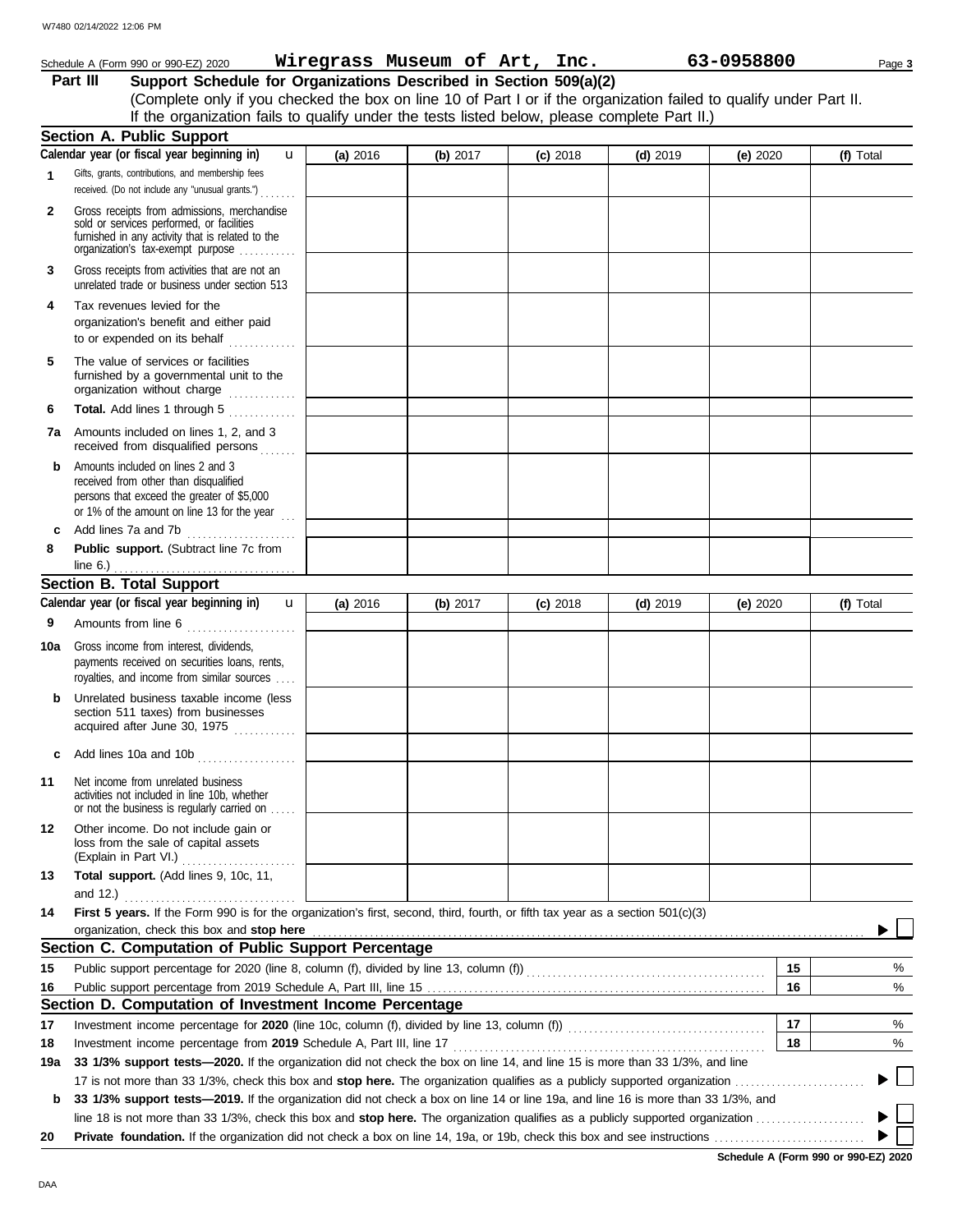Schedule A (Form 990 or 990-EZ) 2020 **Wiregrass Museum of Art, Inc.** **63-0958800**

## Part III Support Schedule for Organizations Described in Section 509(a)(2)

(Complete only if you checked the box on line 10 of Part I or if the organization failed to qualify under Part II. If the organization fails to qualify under the tests listed below, please complete Part II.)

### Section A. Public Support

| Calendar year (or fiscal year beginning in) | (a) 2016 | (b) 2017 | (c) 2018 | (d) 2019 | (e) 2020 | (f) Total |
|---|---|---|---|---|---|---|
| **1** Gifts, grants, contributions, and membership fees received. (Do not include any "unusual grants.") | | | | | | |
| **2** Gross receipts from admissions, merchandise sold or services performed, or facilities furnished in any activity that is related to the organization's tax-exempt purpose | | | | | | |
| **3** Gross receipts from activities that are not an unrelated trade or business under section 513 | | | | | | |
| **4** Tax revenues levied for the organization's benefit and either paid to or expended on its behalf | | | | | | |
| **5** The value of services or facilities furnished by a governmental unit to the organization without charge | | | | | | |
| **6** **Total.** Add lines 1 through 5 | | | | | | |
| **7a** Amounts included on lines 1, 2, and 3 received from disqualified persons | | | | | | |
| **b** Amounts included on lines 2 and 3 received from other than disqualified persons that exceed the greater of $5,000 or 1% of the amount on line 13 for the year | | | | | | |
| **c** Add lines 7a and 7b | | | | | | |
| **8** **Public support.** (Subtract line 7c from line 6.) | | | | | | |

### Section B. Total Support

| Calendar year (or fiscal year beginning in) | (a) 2016 | (b) 2017 | (c) 2018 | (d) 2019 | (e) 2020 | (f) Total |
|---|---|---|---|---|---|---|
| **9** Amounts from line 6 | | | | | | |
| **10a** Gross income from interest, dividends, payments received on securities loans, rents, royalties, and income from similar sources | | | | | | |
| **b** Unrelated business taxable income (less section 511 taxes) from businesses acquired after June 30, 1975 | | | | | | |
| **c** Add lines 10a and 10b | | | | | | |
| **11** Net income from unrelated business activities not included in line 10b, whether or not the business is regularly carried on | | | | | | |
| **12** Other income. Do not include gain or loss from the sale of capital assets (Explain in Part VI.) | | | | | | |
| **13** **Total support.** (Add lines 9, 10c, 11, and 12.) | | | | | | |

**14** **First 5 years.** If the Form 990 is for the organization's first, second, third, fourth, or fifth tax year as a section 501(c)(3) organization, check this box and **stop here** ☐

### Section C. Computation of Public Support Percentage

| | | | |
|---|---|---|---|
| **15** | Public support percentage for 2020 (line 8, column (f), divided by line 13, column (f)) | 15 | % |
| **16** | Public support percentage from 2019 Schedule A, Part III, line 15 | 16 | % |

### Section D. Computation of Investment Income Percentage

| | | | |
|---|---|---|---|
| **17** | Investment income percentage for **2020** (line 10c, column (f), divided by line 13, column (f)) | 17 | % |
| **18** | Investment income percentage from **2019** Schedule A, Part III, line 17 | 18 | % |

**19a** **33 1/3% support tests—2020.** If the organization did not check the box on line 14, and line 15 is more than 33 1/3%, and line 17 is not more than 33 1/3%, check this box and **stop here.** The organization qualifies as a publicly supported organization ☐

**b** **33 1/3% support tests—2019.** If the organization did not check a box on line 14 or line 19a, and line 16 is more than 33 1/3%, and line 18 is not more than 33 1/3%, check this box and **stop here.** The organization qualifies as a publicly supported organization ☐

**20** **Private foundation.** If the organization did not check a box on line 14, 19a, or 19b, check this box and see instructions ☐

**Schedule A (Form 990 or 990-EZ) 2020**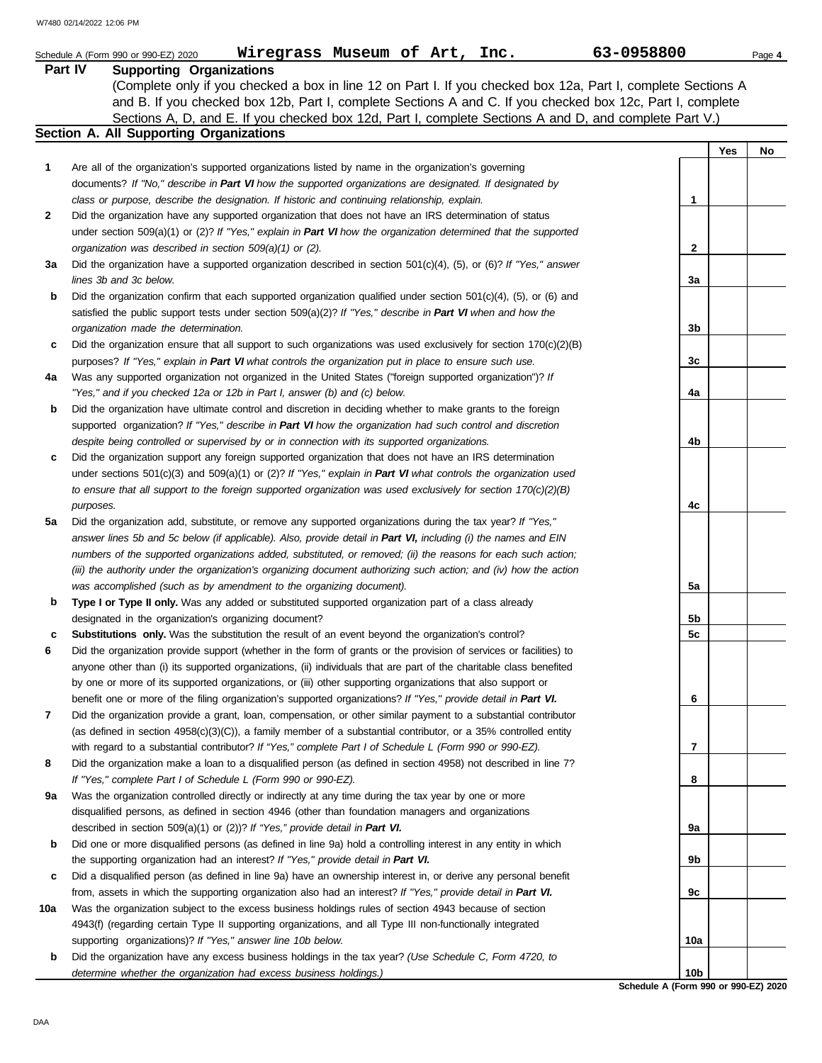Schedule A (Form 990 or 990-EZ) 2020 **Wiregrass Museum of Art, Inc.** **63-0958800**

**Part IV Supporting Organizations**

(Complete only if you checked a box in line 12 on Part I. If you checked box 12a, Part I, complete Sections A and B. If you checked box 12b, Part I, complete Sections A and C. If you checked box 12c, Part I, complete Sections A, D, and E. If you checked box 12d, Part I, complete Sections A and D, and complete Part V.)

**Section A. All Supporting Organizations**

| | | | Yes | No |
|---|---|---|---|---|
| **1** | Are all of the organization's supported organizations listed by name in the organization's governing documents? *If "No," describe in **Part VI** how the supported organizations are designated. If designated by class or purpose, describe the designation. If historic and continuing relationship, explain.* | 1 | | |
| **2** | Did the organization have any supported organization that does not have an IRS determination of status under section 509(a)(1) or (2)? *If "Yes," explain in **Part VI** how the organization determined that the supported organization was described in section 509(a)(1) or (2).* | 2 | | |
| **3a** | Did the organization have a supported organization described in section 501(c)(4), (5), or (6)? *If "Yes," answer lines 3b and 3c below.* | 3a | | |
| **b** | Did the organization confirm that each supported organization qualified under section 501(c)(4), (5), or (6) and satisfied the public support tests under section 509(a)(2)? *If "Yes," describe in **Part VI** when and how the organization made the determination.* | 3b | | |
| **c** | Did the organization ensure that all support to such organizations was used exclusively for section 170(c)(2)(B) purposes? *If "Yes," explain in **Part VI** what controls the organization put in place to ensure such use.* | 3c | | |
| **4a** | Was any supported organization not organized in the United States ("foreign supported organization")? *If "Yes," and if you checked 12a or 12b in Part I, answer (b) and (c) below.* | 4a | | |
| **b** | Did the organization have ultimate control and discretion in deciding whether to make grants to the foreign supported organization? *If "Yes," describe in **Part VI** how the organization had such control and discretion despite being controlled or supervised by or in connection with its supported organizations.* | 4b | | |
| **c** | Did the organization support any foreign supported organization that does not have an IRS determination under sections 501(c)(3) and 509(a)(1) or (2)? *If "Yes," explain in **Part VI** what controls the organization used to ensure that all support to the foreign supported organization was used exclusively for section 170(c)(2)(B) purposes.* | 4c | | |
| **5a** | Did the organization add, substitute, or remove any supported organizations during the tax year? *If "Yes," answer lines 5b and 5c below (if applicable). Also, provide detail in **Part VI,** including (i) the names and EIN numbers of the supported organizations added, substituted, or removed; (ii) the reasons for each such action; (iii) the authority under the organization's organizing document authorizing such action; and (iv) how the action was accomplished (such as by amendment to the organizing document).* | 5a | | |
| **b** | **Type I or Type II only.** Was any added or substituted supported organization part of a class already designated in the organization's organizing document? | 5b | | |
| **c** | **Substitutions only.** Was the substitution the result of an event beyond the organization's control? | 5c | | |
| **6** | Did the organization provide support (whether in the form of grants or the provision of services or facilities) to anyone other than (i) its supported organizations, (ii) individuals that are part of the charitable class benefited by one or more of its supported organizations, or (iii) other supporting organizations that also support or benefit one or more of the filing organization's supported organizations? *If "Yes," provide detail in **Part VI.*** | 6 | | |
| **7** | Did the organization provide a grant, loan, compensation, or other similar payment to a substantial contributor (as defined in section 4958(c)(3)(C)), a family member of a substantial contributor, or a 35% controlled entity with regard to a substantial contributor? *If "Yes," complete Part I of Schedule L (Form 990 or 990-EZ).* | 7 | | |
| **8** | Did the organization make a loan to a disqualified person (as defined in section 4958) not described in line 7? *If "Yes," complete Part I of Schedule L (Form 990 or 990-EZ).* | 8 | | |
| **9a** | Was the organization controlled directly or indirectly at any time during the tax year by one or more disqualified persons, as defined in section 4946 (other than foundation managers and organizations described in section 509(a)(1) or (2))? *If "Yes," provide detail in **Part VI.*** | 9a | | |
| **b** | Did one or more disqualified persons (as defined in line 9a) hold a controlling interest in any entity in which the supporting organization had an interest? *If "Yes," provide detail in **Part VI.*** | 9b | | |
| **c** | Did a disqualified person (as defined in line 9a) have an ownership interest in, or derive any personal benefit from, assets in which the supporting organization also had an interest? *If "Yes," provide detail in **Part VI.*** | 9c | | |
| **10a** | Was the organization subject to the excess business holdings rules of section 4943 because of section 4943(f) (regarding certain Type II supporting organizations, and all Type III non-functionally integrated supporting organizations)? *If "Yes," answer line 10b below.* | 10a | | |
| **b** | Did the organization have any excess business holdings in the tax year? *(Use Schedule C, Form 4720, to determine whether the organization had excess business holdings.)* | 10b | | |

**Schedule A (Form 990 or 990-EZ) 2020**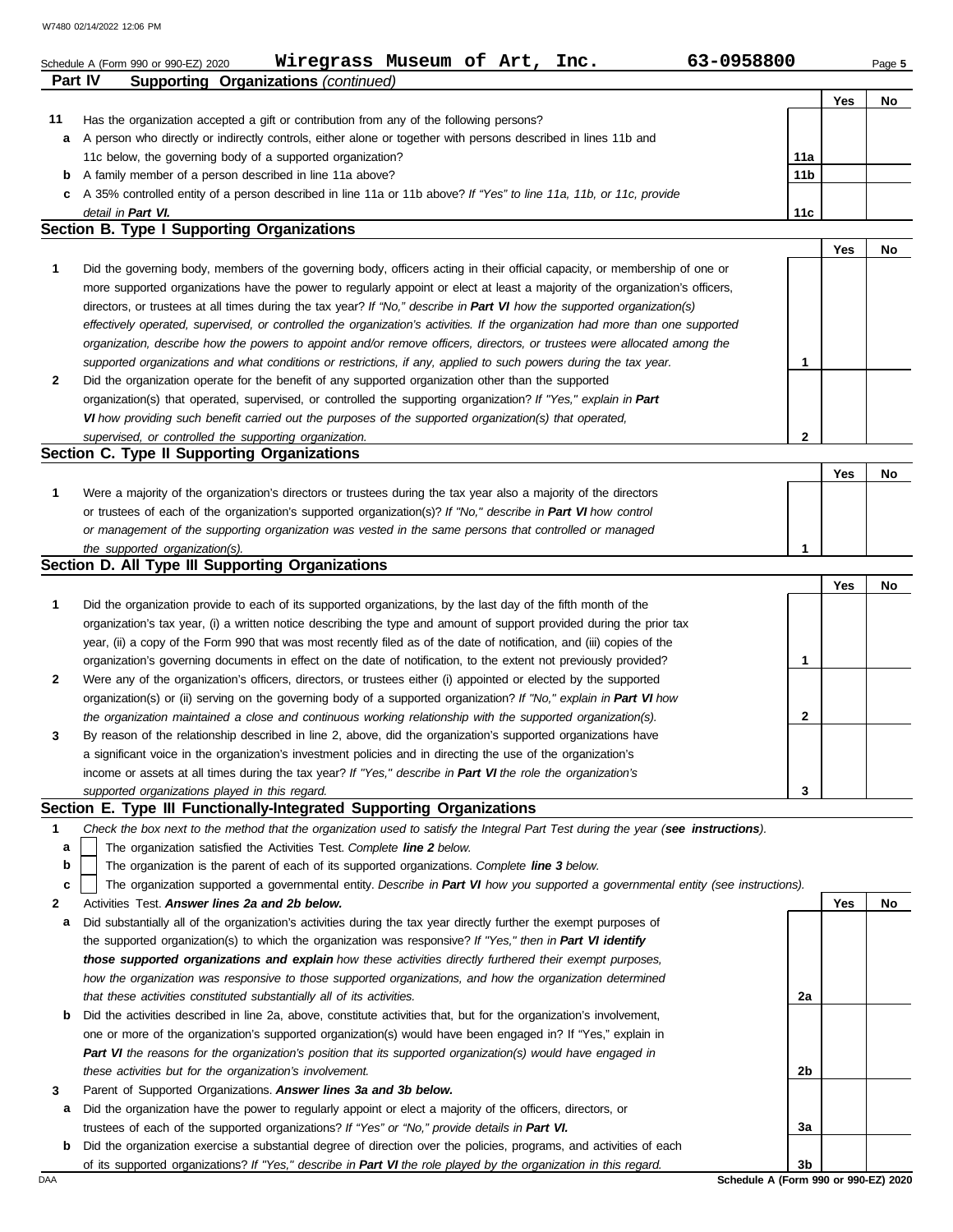Schedule A (Form 990 or 990-EZ) 2020 **Wiregrass Museum of Art, Inc.** **63-0958800**

## Part IV Supporting Organizations *(continued)*

| | | | Yes | No |
|---|---|---|---|---|
| **11** | Has the organization accepted a gift or contribution from any of the following persons? | | | |
| **a** | A person who directly or indirectly controls, either alone or together with persons described in lines 11b and 11c below, the governing body of a supported organization? | **11a** | | |
| **b** | A family member of a person described in line 11a above? | **11b** | | |
| **c** | A 35% controlled entity of a person described in line 11a or 11b above? *If "Yes" to line 11a, 11b, or 11c, provide detail in* ***Part VI.*** | **11c** | | |

### Section B. Type I Supporting Organizations

| | | | Yes | No |
|---|---|---|---|---|
| **1** | Did the governing body, members of the governing body, officers acting in their official capacity, or membership of one or more supported organizations have the power to regularly appoint or elect at least a majority of the organization's officers, directors, or trustees at all times during the tax year? *If "No," describe in* ***Part VI*** *how the supported organization(s) effectively operated, supervised, or controlled the organization's activities. If the organization had more than one supported organization, describe how the powers to appoint and/or remove officers, directors, or trustees were allocated among the supported organizations and what conditions or restrictions, if any, applied to such powers during the tax year.* | **1** | | |
| **2** | Did the organization operate for the benefit of any supported organization other than the supported organization(s) that operated, supervised, or controlled the supporting organization? *If "Yes," explain in* ***Part VI*** *how providing such benefit carried out the purposes of the supported organization(s) that operated, supervised, or controlled the supporting organization.* | **2** | | |

### Section C. Type II Supporting Organizations

| | | | Yes | No |
|---|---|---|---|---|
| **1** | Were a majority of the organization's directors or trustees during the tax year also a majority of the directors or trustees of each of the organization's supported organization(s)? *If "No," describe in* ***Part VI*** *how control or management of the supporting organization was vested in the same persons that controlled or managed the supported organization(s).* | **1** | | |

### Section D. All Type III Supporting Organizations

| | | | Yes | No |
|---|---|---|---|---|
| **1** | Did the organization provide to each of its supported organizations, by the last day of the fifth month of the organization's tax year, (i) a written notice describing the type and amount of support provided during the prior tax year, (ii) a copy of the Form 990 that was most recently filed as of the date of notification, and (iii) copies of the organization's governing documents in effect on the date of notification, to the extent not previously provided? | **1** | | |
| **2** | Were any of the organization's officers, directors, or trustees either (i) appointed or elected by the supported organization(s) or (ii) serving on the governing body of a supported organization? *If "No," explain in* ***Part VI*** *how the organization maintained a close and continuous working relationship with the supported organization(s).* | **2** | | |
| **3** | By reason of the relationship described in line 2, above, did the organization's supported organizations have a significant voice in the organization's investment policies and in directing the use of the organization's income or assets at all times during the tax year? *If "Yes," describe in* ***Part VI*** *the role the organization's supported organizations played in this regard.* | **3** | | |

### Section E. Type III Functionally-Integrated Supporting Organizations

**1** *Check the box next to the method that the organization used to satisfy the Integral Part Test during the year (****see instructions****).*

- **a** ☐ The organization satisfied the Activities Test. *Complete* ***line 2*** *below.*
- **b** ☐ The organization is the parent of each of its supported organizations. *Complete* ***line 3*** *below.*
- **c** ☐ The organization supported a governmental entity. *Describe in* ***Part VI*** *how you supported a governmental entity (see instructions).*

| | | | Yes | No |
|---|---|---|---|---|
| **2** | Activities Test. ***Answer lines 2a and 2b below.*** | | | |
| **a** | Did substantially all of the organization's activities during the tax year directly further the exempt purposes of the supported organization(s) to which the organization was responsive? *If "Yes," then in* ***Part VI identify those supported organizations and explain*** *how these activities directly furthered their exempt purposes, how the organization was responsive to those supported organizations, and how the organization determined that these activities constituted substantially all of its activities.* | **2a** | | |
| **b** | Did the activities described in line 2a, above, constitute activities that, but for the organization's involvement, one or more of the organization's supported organization(s) would have been engaged in? If "Yes," explain in ***Part VI*** *the reasons for the organization's position that its supported organization(s) would have engaged in these activities but for the organization's involvement.* | **2b** | | |
| **3** | Parent of Supported Organizations. ***Answer lines 3a and 3b below.*** | | | |
| **a** | Did the organization have the power to regularly appoint or elect a majority of the officers, directors, or trustees of each of the supported organizations? ***If "Yes" or "No," provide details in Part VI.*** | **3a** | | |
| **b** | Did the organization exercise a substantial degree of direction over the policies, programs, and activities of each of its supported organizations? *If "Yes," describe in* ***Part VI*** *the role played by the organization in this regard.* | **3b** | | |

**Schedule A (Form 990 or 990-EZ) 2020**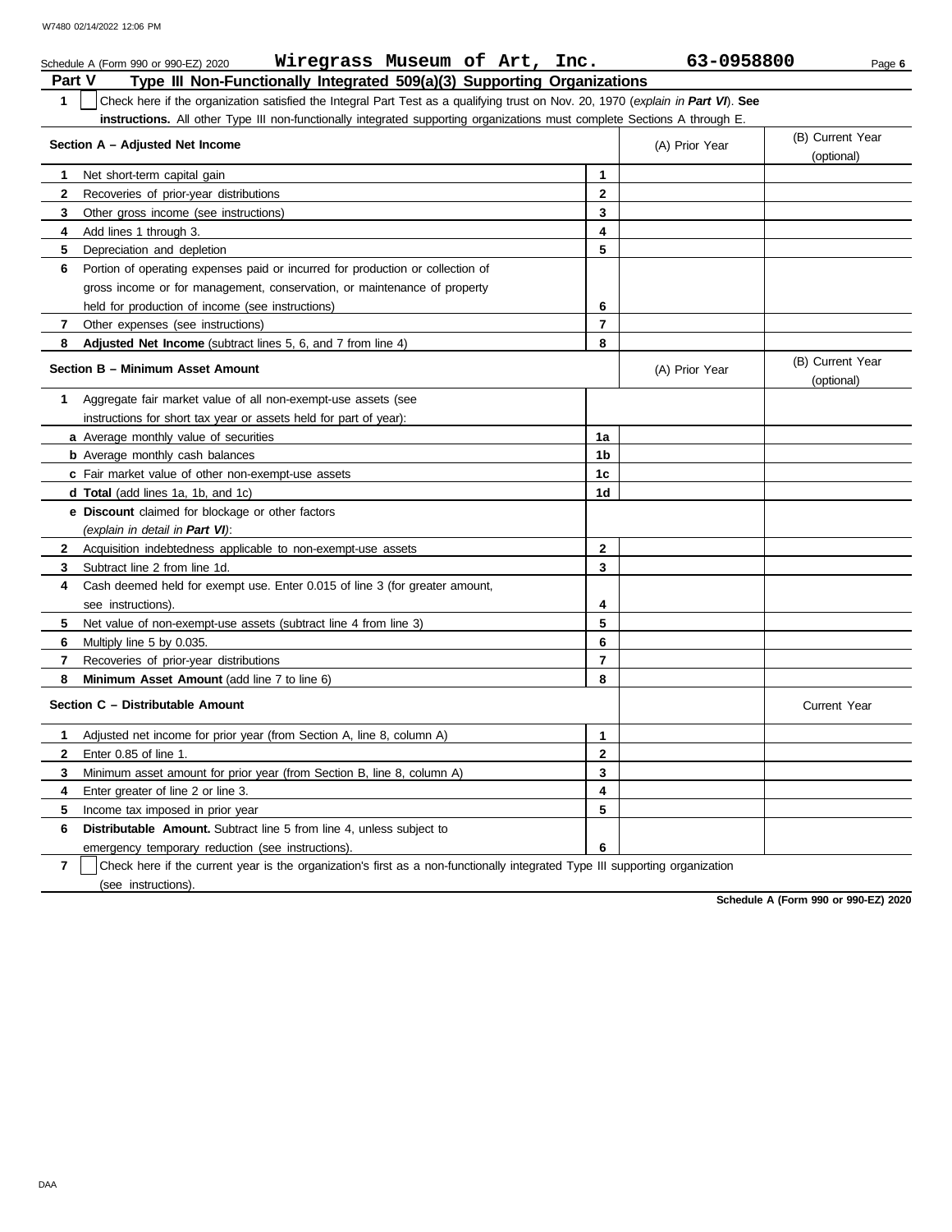Schedule A (Form 990 or 990-EZ) 2020 **Wiregrass Museum of Art, Inc.** **63-0958800** Page **6**

## Part V Type III Non-Functionally Integrated 509(a)(3) Supporting Organizations

**1** ☐ Check here if the organization satisfied the Integral Part Test as a qualifying trust on Nov. 20, 1970 (*explain in* ***Part VI***). **See instructions.** All other Type III non-functionally integrated supporting organizations must complete Sections A through E.

| **Section A – Adjusted Net Income** | | (A) Prior Year | (B) Current Year (optional) |
|---|---|---|---|
| **1** Net short-term capital gain | **1** | | |
| **2** Recoveries of prior-year distributions | **2** | | |
| **3** Other gross income (see instructions) | **3** | | |
| **4** Add lines 1 through 3. | **4** | | |
| **5** Depreciation and depletion | **5** | | |
| **6** Portion of operating expenses paid or incurred for production or collection of gross income or for management, conservation, or maintenance of property held for production of income (see instructions) | **6** | | |
| **7** Other expenses (see instructions) | **7** | | |
| **8** **Adjusted Net Income** (subtract lines 5, 6, and 7 from line 4) | **8** | | |

| **Section B – Minimum Asset Amount** | | (A) Prior Year | (B) Current Year (optional) |
|---|---|---|---|
| **1** Aggregate fair market value of all non-exempt-use assets (see instructions for short tax year or assets held for part of year): | | | |
| **a** Average monthly value of securities | **1a** | | |
| **b** Average monthly cash balances | **1b** | | |
| **c** Fair market value of other non-exempt-use assets | **1c** | | |
| **d** **Total** (add lines 1a, 1b, and 1c) | **1d** | | |
| **e** **Discount** claimed for blockage or other factors (*explain in detail in* ***Part VI***): | | | |
| **2** Acquisition indebtedness applicable to non-exempt-use assets | **2** | | |
| **3** Subtract line 2 from line 1d. | **3** | | |
| **4** Cash deemed held for exempt use. Enter 0.015 of line 3 (for greater amount, see instructions). | **4** | | |
| **5** Net value of non-exempt-use assets (subtract line 4 from line 3) | **5** | | |
| **6** Multiply line 5 by 0.035. | **6** | | |
| **7** Recoveries of prior-year distributions | **7** | | |
| **8** **Minimum Asset Amount** (add line 7 to line 6) | **8** | | |

| **Section C – Distributable Amount** | | | Current Year |
|---|---|---|---|
| **1** Adjusted net income for prior year (from Section A, line 8, column A) | **1** | | |
| **2** Enter 0.85 of line 1. | **2** | | |
| **3** Minimum asset amount for prior year (from Section B, line 8, column A) | **3** | | |
| **4** Enter greater of line 2 or line 3. | **4** | | |
| **5** Income tax imposed in prior year | **5** | | |
| **6** **Distributable Amount.** Subtract line 5 from line 4, unless subject to emergency temporary reduction (see instructions). | **6** | | |

**7** ☐ Check here if the current year is the organization's first as a non-functionally integrated Type III supporting organization (see instructions).

**Schedule A (Form 990 or 990-EZ) 2020**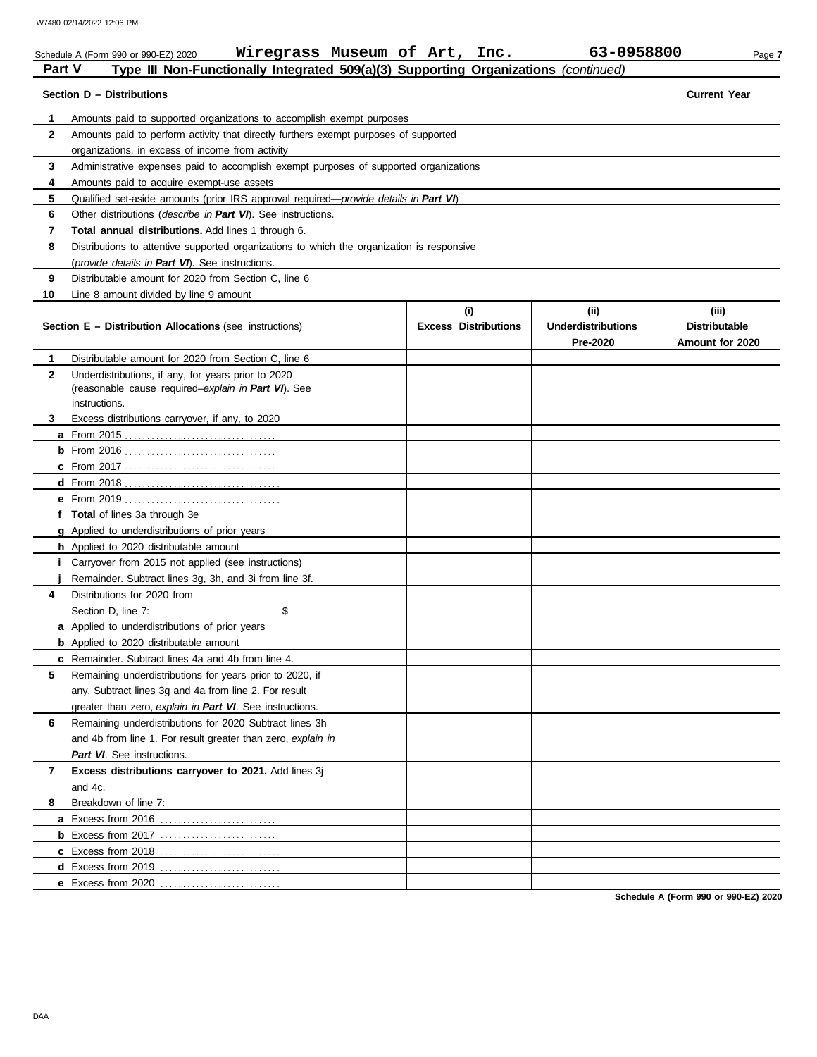Schedule A (Form 990 or 990-EZ) 2020 **Wiregrass Museum of Art, Inc.** **63-0958800**

**Part V — Type III Non-Functionally Integrated 509(a)(3) Supporting Organizations** *(continued)*

| **Section D – Distributions** | | **Current Year** |
|---|---|---|
| 1 | Amounts paid to supported organizations to accomplish exempt purposes | |
| 2 | Amounts paid to perform activity that directly furthers exempt purposes of supported organizations, in excess of income from activity | |
| 3 | Administrative expenses paid to accomplish exempt purposes of supported organizations | |
| 4 | Amounts paid to acquire exempt-use assets | |
| 5 | Qualified set-aside amounts (prior IRS approval required—*provide details in* ***Part VI***) | |
| 6 | Other distributions (*describe in* ***Part VI***). See instructions. | |
| 7 | **Total annual distributions.** Add lines 1 through 6. | |
| 8 | Distributions to attentive supported organizations to which the organization is responsive (*provide details in* ***Part VI***). See instructions. | |
| 9 | Distributable amount for 2020 from Section C, line 6 | |
| 10 | Line 8 amount divided by line 9 amount | |

| | **Section E – Distribution Allocations** (see instructions) | **(i) Excess Distributions** | **(ii) Underdistributions Pre-2020** | **(iii) Distributable Amount for 2020** |
|---|---|---|---|---|
| 1 | Distributable amount for 2020 from Section C, line 6 | | | |
| 2 | Underdistributions, if any, for years prior to 2020 (reasonable cause required–*explain in* ***Part VI***). See instructions. | | | |
| 3 | Excess distributions carryover, if any, to 2020 | | | |
| a | From 2015 | | | |
| b | From 2016 | | | |
| c | From 2017 | | | |
| d | From 2018 | | | |
| e | From 2019 | | | |
| f | **Total** of lines 3a through 3e | | | |
| g | Applied to underdistributions of prior years | | | |
| h | Applied to 2020 distributable amount | | | |
| i | Carryover from 2015 not applied (see instructions) | | | |
| j | Remainder. Subtract lines 3g, 3h, and 3i from line 3f. | | | |
| 4 | Distributions for 2020 from Section D, line 7: $ | | | |
| a | Applied to underdistributions of prior years | | | |
| b | Applied to 2020 distributable amount | | | |
| c | Remainder. Subtract lines 4a and 4b from line 4. | | | |
| 5 | Remaining underdistributions for years prior to 2020, if any. Subtract lines 3g and 4a from line 2. For result greater than zero, *explain in* ***Part VI***. See instructions. | | | |
| 6 | Remaining underdistributions for 2020 Subtract lines 3h and 4b from line 1. For result greater than zero, *explain in* ***Part VI***. See instructions. | | | |
| 7 | **Excess distributions carryover to 2021.** Add lines 3j and 4c. | | | |
| 8 | Breakdown of line 7: | | | |
| a | Excess from 2016 | | | |
| b | Excess from 2017 | | | |
| c | Excess from 2018 | | | |
| d | Excess from 2019 | | | |
| e | Excess from 2020 | | | |

**Schedule A (Form 990 or 990-EZ) 2020**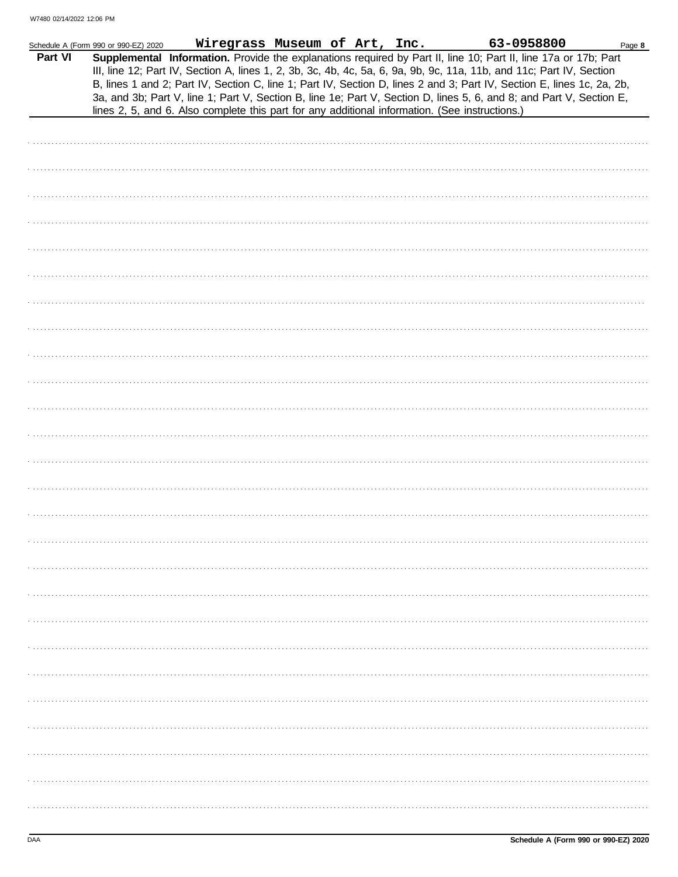**Part VI** **Supplemental Information.** Provide the explanations required by Part II, line 10; Part II, line 17a or 17b; Part III, line 12; Part IV, Section A, lines 1, 2, 3b, 3c, 4b, 4c, 5a, 6, 9a, 9b, 9c, 11a, 11b, and 11c; Part IV, Section B, lines 1 and 2; Part IV, Section C, line 1; Part IV, Section D, lines 2 and 3; Part IV, Section E, lines 1c, 2a, 2b, 3a, and 3b; Part V, line 1; Part V, Section B, line 1e; Part V, Section D, lines 5, 6, and 8; and Part V, Section E, lines 2, 5, and 6. Also complete this part for any additional information. (See instructions.)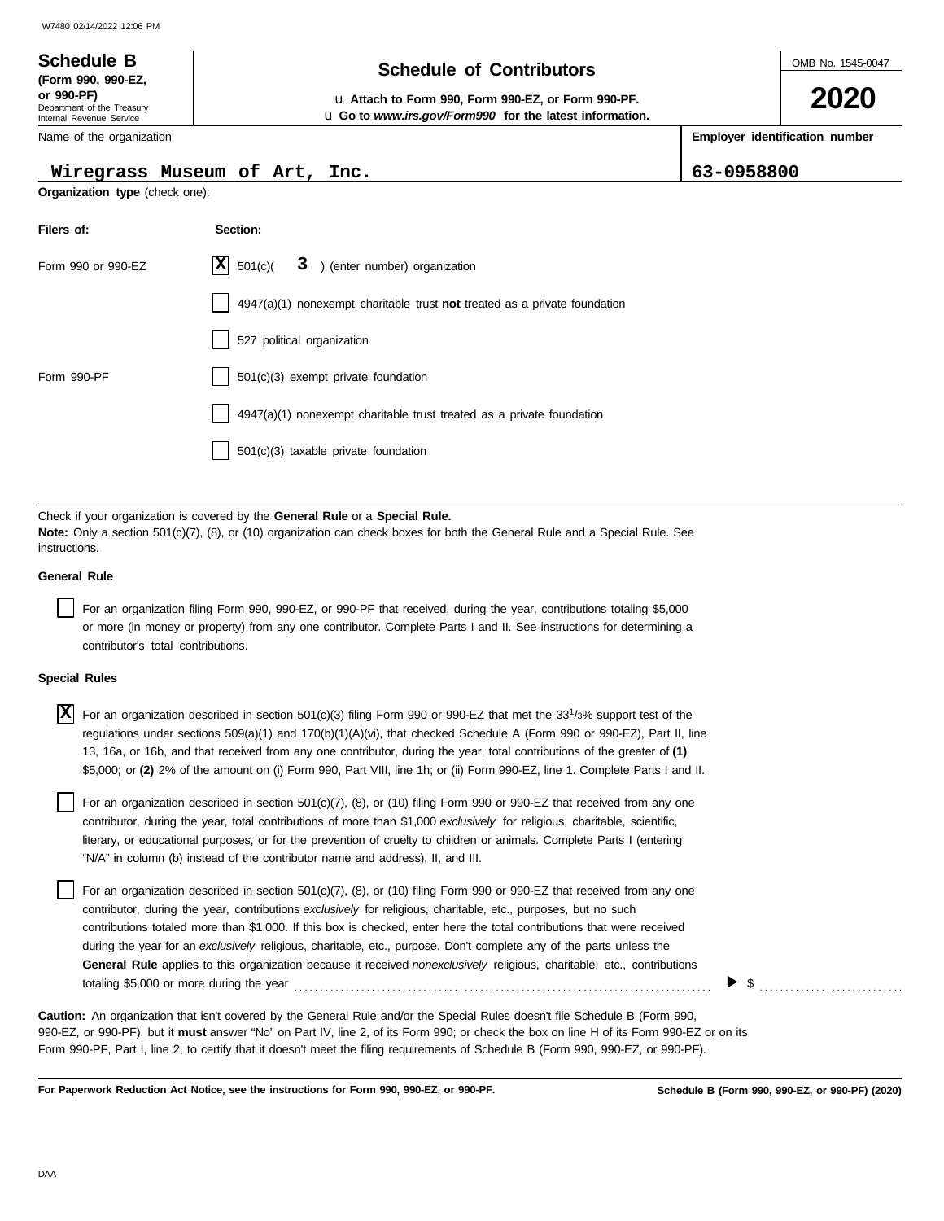**Schedule B** (Form 990, 990-EZ, or 990-PF)
Department of the Treasury
Internal Revenue Service

# Schedule of Contributors

u Attach to Form 990, Form 990-EZ, or Form 990-PF.
u Go to *www.irs.gov/Form990* for the latest information.

OMB No. 1545-0047

**2020**

Name of the organization: Wiregrass Museum of Art, Inc.

**Employer identification number:** 63-0958800

**Organization type** (check one):

| Filers of: | Section: |
|---|---|
| Form 990 or 990-EZ | [X] 501(c)( 3 ) (enter number) organization |
| | [ ] 4947(a)(1) nonexempt charitable trust **not** treated as a private foundation |
| | [ ] 527 political organization |
| Form 990-PF | [ ] 501(c)(3) exempt private foundation |
| | [ ] 4947(a)(1) nonexempt charitable trust treated as a private foundation |
| | [ ] 501(c)(3) taxable private foundation |

Check if your organization is covered by the **General Rule** or a **Special Rule.**
**Note:** Only a section 501(c)(7), (8), or (10) organization can check boxes for both the General Rule and a Special Rule. See instructions.

**General Rule**

[ ] For an organization filing Form 990, 990-EZ, or 990-PF that received, during the year, contributions totaling $5,000 or more (in money or property) from any one contributor. Complete Parts I and II. See instructions for determining a contributor's total contributions.

**Special Rules**

[X] For an organization described in section 501(c)(3) filing Form 990 or 990-EZ that met the $33\frac{1}{3}$% support test of the regulations under sections 509(a)(1) and 170(b)(1)(A)(vi), that checked Schedule A (Form 990 or 990-EZ), Part II, line 13, 16a, or 16b, and that received from any one contributor, during the year, total contributions of the greater of **(1)** $5,000; or **(2)** 2% of the amount on (i) Form 990, Part VIII, line 1h; or (ii) Form 990-EZ, line 1. Complete Parts I and II.

[ ] For an organization described in section 501(c)(7), (8), or (10) filing Form 990 or 990-EZ that received from any one contributor, during the year, total contributions of more than $1,000 *exclusively* for religious, charitable, scientific, literary, or educational purposes, or for the prevention of cruelty to children or animals. Complete Parts I (entering "N/A" in column (b) instead of the contributor name and address), II, and III.

[ ] For an organization described in section 501(c)(7), (8), or (10) filing Form 990 or 990-EZ that received from any one contributor, during the year, contributions *exclusively* for religious, charitable, etc., purposes, but no such contributions totaled more than $1,000. If this box is checked, enter here the total contributions that were received during the year for an *exclusively* religious, charitable, etc., purpose. Don't complete any of the parts unless the **General Rule** applies to this organization because it received *nonexclusively* religious, charitable, etc., contributions totaling $5,000 or more during the year ▶ $ ..........

**Caution:** An organization that isn't covered by the General Rule and/or the Special Rules doesn't file Schedule B (Form 990, 990-EZ, or 990-PF), but it **must** answer "No" on Part IV, line 2, of its Form 990; or check the box on line H of its Form 990-EZ or on its Form 990-PF, Part I, line 2, to certify that it doesn't meet the filing requirements of Schedule B (Form 990, 990-EZ, or 990-PF).

**For Paperwork Reduction Act Notice, see the instructions for Form 990, 990-EZ, or 990-PF.** **Schedule B (Form 990, 990-EZ, or 990-PF) (2020)**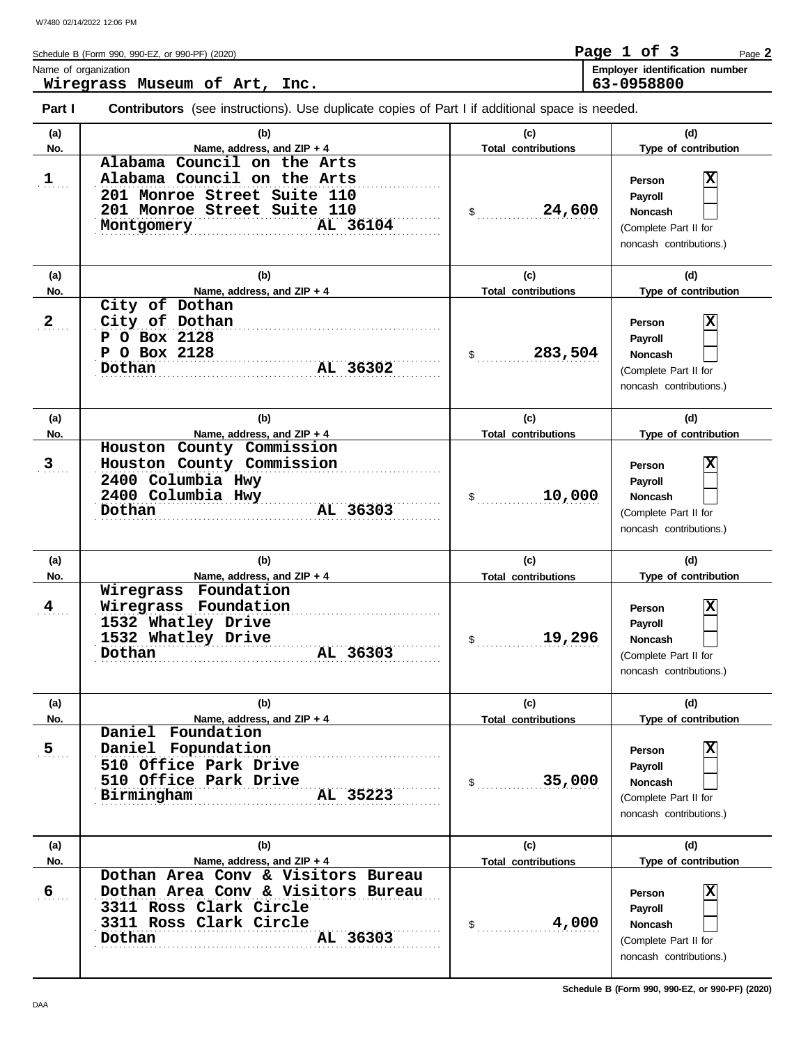Schedule B (Form 990, 990-EZ, or 990-PF) (2020)

Name of organization: **Wiregrass Museum of Art, Inc.**

Employer identification number: **63-0958800**

**Part I** **Contributors** (see instructions). Use duplicate copies of Part I if additional space is needed.

| (a) No. | (b) Name, address, and ZIP + 4 | (c) Total contributions | (d) Type of contribution |
|---|---|---|---|
| 1 | Alabama Council on the Arts<br>Alabama Council on the Arts<br>201 Monroe Street Suite 110<br>201 Monroe Street Suite 110<br>Montgomery AL 36104 | $ 24,600 | Person [X]<br>Payroll [ ]<br>Noncash [ ]<br>(Complete Part II for noncash contributions.) |
| 2 | City of Dothan<br>City of Dothan<br>P O Box 2128<br>P O Box 2128<br>Dothan AL 36302 | $ 283,504 | Person [X]<br>Payroll [ ]<br>Noncash [ ]<br>(Complete Part II for noncash contributions.) |
| 3 | Houston County Commission<br>Houston County Commission<br>2400 Columbia Hwy<br>2400 Columbia Hwy<br>Dothan AL 36303 | $ 10,000 | Person [X]<br>Payroll [ ]<br>Noncash [ ]<br>(Complete Part II for noncash contributions.) |
| 4 | Wiregrass Foundation<br>Wiregrass Foundation<br>1532 Whatley Drive<br>1532 Whatley Drive<br>Dothan AL 36303 | $ 19,296 | Person [X]<br>Payroll [ ]<br>Noncash [ ]<br>(Complete Part II for noncash contributions.) |
| 5 | Daniel Foundation<br>Daniel Fopundation<br>510 Office Park Drive<br>510 Office Park Drive<br>Birmingham AL 35223 | $ 35,000 | Person [X]<br>Payroll [ ]<br>Noncash [ ]<br>(Complete Part II for noncash contributions.) |
| 6 | Dothan Area Conv & Visitors Bureau<br>Dothan Area Conv & Visitors Bureau<br>3311 Ross Clark Circle<br>3311 Ross Clark Circle<br>Dothan AL 36303 | $ 4,000 | Person [X]<br>Payroll [ ]<br>Noncash [ ]<br>(Complete Part II for noncash contributions.) |

Schedule B (Form 990, 990-EZ, or 990-PF) (2020)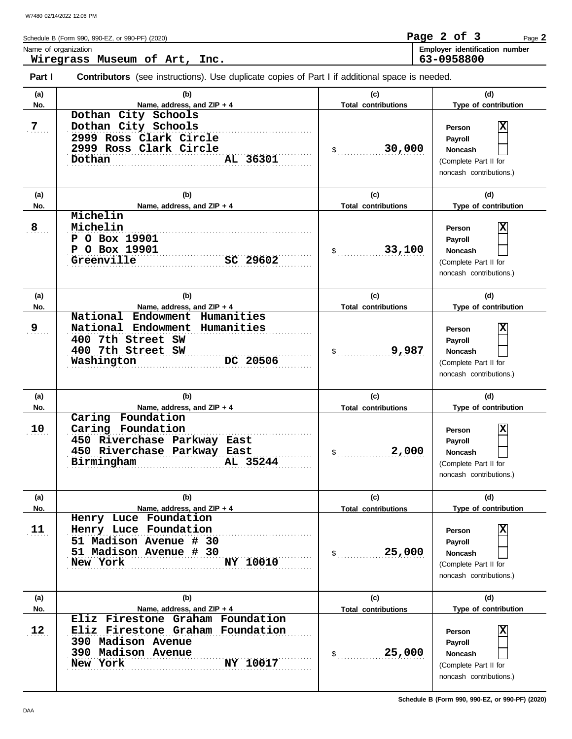Schedule B (Form 990, 990-EZ, or 990-PF) (2020)

Page **2**

| Name of organization | Employer identification number |
|---|---|
| **Wiregrass Museum of Art, Inc.** | **63-0958800** |

**Part I** **Contributors** (see instructions). Use duplicate copies of Part I if additional space is needed.

| (a) No. | (b) Name, address, and ZIP + 4 | (c) Total contributions | (d) Type of contribution |
|---|---|---|---|
| 7 | Dothan City Schools<br>Dothan City Schools<br>2999 Ross Clark Circle<br>2999 Ross Clark Circle<br>Dothan AL 36301 | $ 30,000 | Person [X]<br>Payroll [ ]<br>Noncash [ ]<br>(Complete Part II for noncash contributions.) |
| 8 | Michelin<br>Michelin<br>P O Box 19901<br>P O Box 19901<br>Greenville SC 29602 | $ 33,100 | Person [X]<br>Payroll [ ]<br>Noncash [ ]<br>(Complete Part II for noncash contributions.) |
| 9 | National Endowment Humanities<br>National Endowment Humanities<br>400 7th Street SW<br>400 7th Street SW<br>Washington DC 20506 | $ 9,987 | Person [X]<br>Payroll [ ]<br>Noncash [ ]<br>(Complete Part II for noncash contributions.) |
| 10 | Caring Foundation<br>Caring Foundation<br>450 Riverchase Parkway East<br>450 Riverchase Parkway East<br>Birmingham AL 35244 | $ 2,000 | Person [X]<br>Payroll [ ]<br>Noncash [ ]<br>(Complete Part II for noncash contributions.) |
| 11 | Henry Luce Foundation<br>Henry Luce Foundation<br>51 Madison Avenue # 30<br>51 Madison Avenue # 30<br>New York NY 10010 | $ 25,000 | Person [X]<br>Payroll [ ]<br>Noncash [ ]<br>(Complete Part II for noncash contributions.) |
| 12 | Eliz Firestone Graham Foundation<br>Eliz Firestone Graham Foundation<br>390 Madison Avenue<br>390 Madison Avenue<br>New York NY 10017 | $ 25,000 | Person [X]<br>Payroll [ ]<br>Noncash [ ]<br>(Complete Part II for noncash contributions.) |

Schedule B (Form 990, 990-EZ, or 990-PF) (2020)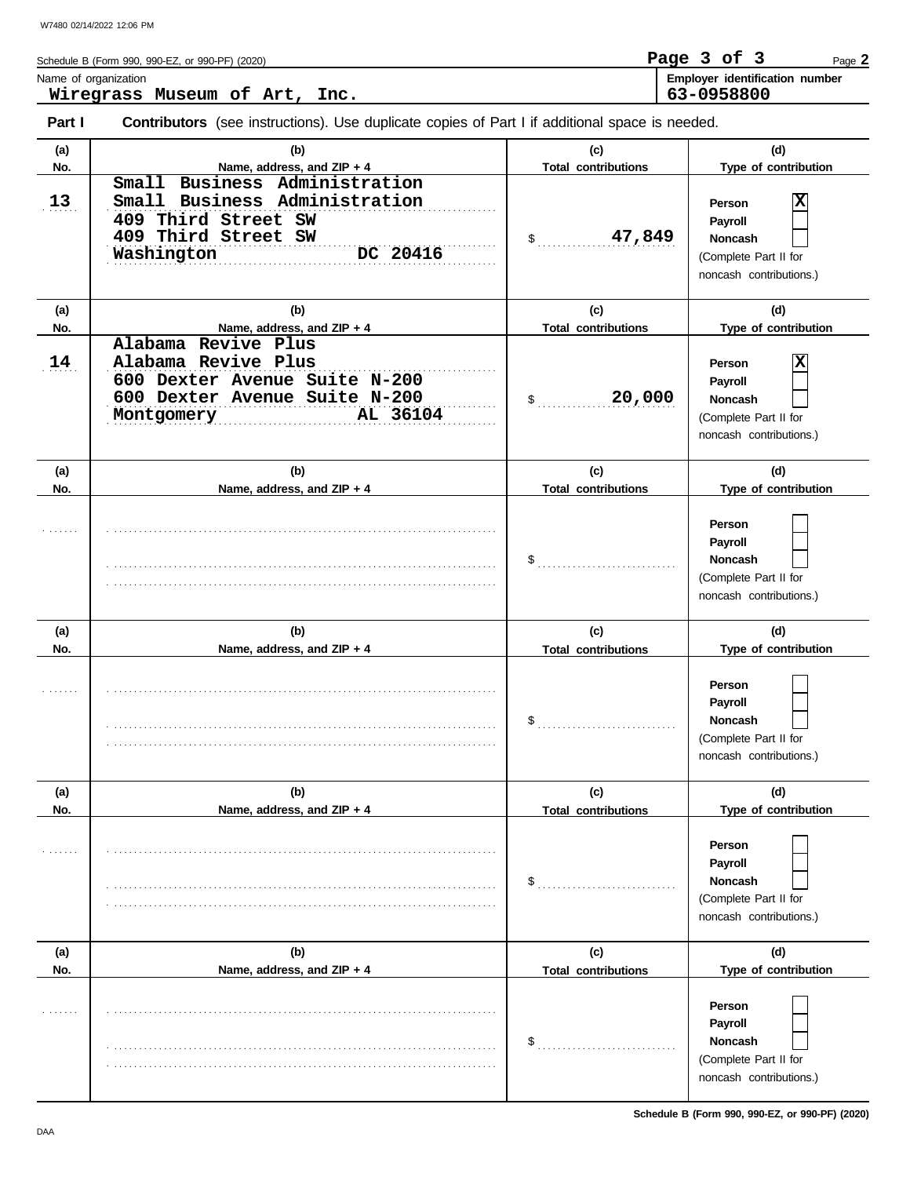Schedule B (Form 990, 990-EZ, or 990-PF) (2020)

Name of organization: **Wiregrass Museum of Art, Inc.**

Employer identification number: **63-0958800**

**Part I** **Contributors** (see instructions). Use duplicate copies of Part I if additional space is needed.

| (a) No. | (b) Name, address, and ZIP + 4 | (c) Total contributions | (d) Type of contribution |
|---|---|---|---|
| 13 | Small Business Administration<br>Small Business Administration<br>409 Third Street SW<br>409 Third Street SW<br>Washington DC 20416 | $ 47,849 | Person [X]<br>Payroll [ ]<br>Noncash [ ]<br>(Complete Part II for noncash contributions.) |
| 14 | Alabama Revive Plus<br>Alabama Revive Plus<br>600 Dexter Avenue Suite N-200<br>600 Dexter Avenue Suite N-200<br>Montgomery AL 36104 | $ 20,000 | Person [X]<br>Payroll [ ]<br>Noncash [ ]<br>(Complete Part II for noncash contributions.) |
| | | $ | Person [ ]<br>Payroll [ ]<br>Noncash [ ]<br>(Complete Part II for noncash contributions.) |
| | | $ | Person [ ]<br>Payroll [ ]<br>Noncash [ ]<br>(Complete Part II for noncash contributions.) |
| | | $ | Person [ ]<br>Payroll [ ]<br>Noncash [ ]<br>(Complete Part II for noncash contributions.) |
| | | $ | Person [ ]<br>Payroll [ ]<br>Noncash [ ]<br>(Complete Part II for noncash contributions.) |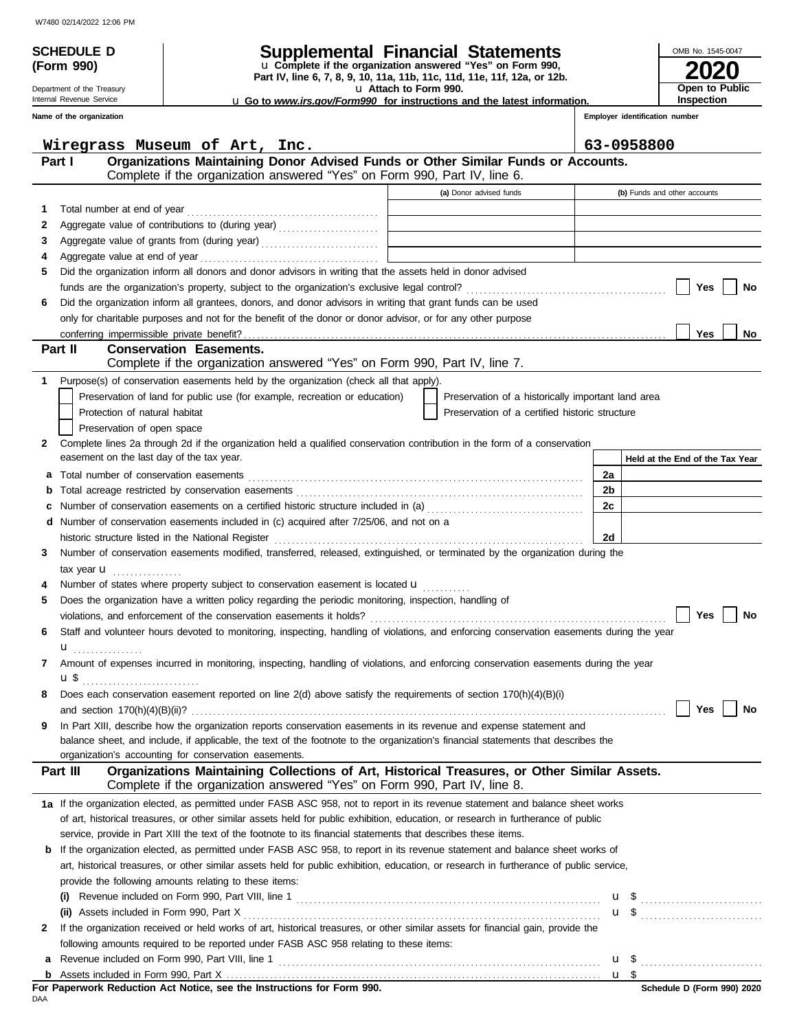W7480 02/14/2022 12:06 PM

**SCHEDULE D (Form 990)**

Department of the Treasury
Internal Revenue Service

# Supplemental Financial Statements

u Complete if the organization answered "Yes" on Form 990, Part IV, line 6, 7, 8, 9, 10, 11a, 11b, 11c, 11d, 11e, 11f, 12a, or 12b.

u Attach to Form 990.

u Go to *www.irs.gov/Form990* for instructions and the latest information.

OMB No. 1545-0047

**2020**

**Open to Public Inspection**

**Name of the organization**: Wiregrass Museum of Art, Inc.

**Employer identification number**: 63-0958800

## Part I — Organizations Maintaining Donor Advised Funds or Other Similar Funds or Accounts.

Complete if the organization answered "Yes" on Form 990, Part IV, line 6.

| | | (a) Donor advised funds | (b) Funds and other accounts |
|---|---|---|---|
| 1 | Total number at end of year | | |
| 2 | Aggregate value of contributions to (during year) | | |
| 3 | Aggregate value of grants from (during year) | | |
| 4 | Aggregate value at end of year | | |

5 Did the organization inform all donors and donor advisors in writing that the assets held in donor advised funds are the organization's property, subject to the organization's exclusive legal control? ☐ Yes ☐ No

6 Did the organization inform all grantees, donors, and donor advisors in writing that grant funds can be used only for charitable purposes and not for the benefit of the donor or donor advisor, or for any other purpose conferring impermissible private benefit? ☐ Yes ☐ No

## Part II — Conservation Easements.

Complete if the organization answered "Yes" on Form 990, Part IV, line 7.

1 Purpose(s) of conservation easements held by the organization (check all that apply).

- ☐ Preservation of land for public use (for example, recreation or education)
- ☐ Preservation of a historically important land area
- ☐ Protection of natural habitat
- ☐ Preservation of a certified historic structure
- ☐ Preservation of open space

2 Complete lines 2a through 2d if the organization held a qualified conservation contribution in the form of a conservation easement on the last day of the tax year.

| | | | Held at the End of the Tax Year |
|---|---|---|---|
| a | Total number of conservation easements | 2a | |
| b | Total acreage restricted by conservation easements | 2b | |
| c | Number of conservation easements on a certified historic structure included in (a) | 2c | |
| d | Number of conservation easements included in (c) acquired after 7/25/06, and not on a historic structure listed in the National Register | 2d | |

3 Number of conservation easements modified, transferred, released, extinguished, or terminated by the organization during the tax year u

4 Number of states where property subject to conservation easement is located u

5 Does the organization have a written policy regarding the periodic monitoring, inspection, handling of violations, and enforcement of the conservation easements it holds? ☐ Yes ☐ No

6 Staff and volunteer hours devoted to monitoring, inspecting, handling of violations, and enforcing conservation easements during the year u

7 Amount of expenses incurred in monitoring, inspecting, handling of violations, and enforcing conservation easements during the year u $

8 Does each conservation easement reported on line 2(d) above satisfy the requirements of section 170(h)(4)(B)(i) and section 170(h)(4)(B)(ii)? ☐ Yes ☐ No

9 In Part XIII, describe how the organization reports conservation easements in its revenue and expense statement and balance sheet, and include, if applicable, the text of the footnote to the organization's financial statements that describes the organization's accounting for conservation easements.

## Part III — Organizations Maintaining Collections of Art, Historical Treasures, or Other Similar Assets.

Complete if the organization answered "Yes" on Form 990, Part IV, line 8.

1a If the organization elected, as permitted under FASB ASC 958, not to report in its revenue statement and balance sheet works of art, historical treasures, or other similar assets held for public exhibition, education, or research in furtherance of public service, provide in Part XIII the text of the footnote to its financial statements that describes these items.

b If the organization elected, as permitted under FASB ASC 958, to report in its revenue statement and balance sheet works of art, historical treasures, or other similar assets held for public exhibition, education, or research in furtherance of public service, provide the following amounts relating to these items:

(i) Revenue included on Form 990, Part VIII, line 1 u $

(ii) Assets included in Form 990, Part X u $

2 If the organization received or held works of art, historical treasures, or other similar assets for financial gain, provide the following amounts required to be reported under FASB ASC 958 relating to these items:

a Revenue included on Form 990, Part VIII, line 1 u $

b Assets included in Form 990, Part X u $

**For Paperwork Reduction Act Notice, see the Instructions for Form 990.**

DAA

**Schedule D (Form 990) 2020**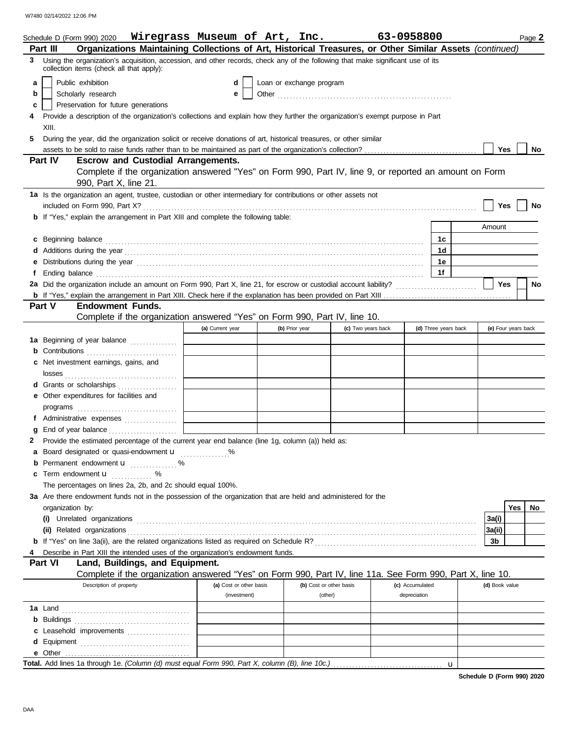Schedule D (Form 990) 2020 **Wiregrass Museum of Art, Inc.** **63-0958800** Page **2**

## Part III Organizations Maintaining Collections of Art, Historical Treasures, or Other Similar Assets *(continued)*

**3** Using the organization's acquisition, accession, and other records, check any of the following that make significant use of its collection items (check all that apply):

- **a** ☐ Public exhibition
- **b** ☐ Scholarly research
- **c** ☐ Preservation for future generations
- **d** ☐ Loan or exchange program
- **e** ☐ Other ........................................................

**4** Provide a description of the organization's collections and explain how they further the organization's exempt purpose in Part XIII.

**5** During the year, did the organization solicit or receive donations of art, historical treasures, or other similar assets to be sold to raise funds rather than to be maintained as part of the organization's collection? ☐ Yes ☐ No

## Part IV Escrow and Custodial Arrangements.

Complete if the organization answered "Yes" on Form 990, Part IV, line 9, or reported an amount on Form 990, Part X, line 21.

**1a** Is the organization an agent, trustee, custodian or other intermediary for contributions or other assets not included on Form 990, Part X? ☐ Yes ☐ No

**b** If "Yes," explain the arrangement in Part XIII and complete the following table:

| | | Amount |
|---|---|---|
| **c** Beginning balance | 1c | |
| **d** Additions during the year | 1d | |
| **e** Distributions during the year | 1e | |
| **f** Ending balance | 1f | |

**2a** Did the organization include an amount on Form 990, Part X, line 21, for escrow or custodial account liability? ☐ Yes ☐ No

**b** If "Yes," explain the arrangement in Part XIII. Check here if the explanation has been provided on Part XIII ☐

## Part V Endowment Funds.

Complete if the organization answered "Yes" on Form 990, Part IV, line 10.

| | (a) Current year | (b) Prior year | (c) Two years back | (d) Three years back | (e) Four years back |
|---|---|---|---|---|---|
| **1a** Beginning of year balance | | | | | |
| **b** Contributions | | | | | |
| **c** Net investment earnings, gains, and losses | | | | | |
| **d** Grants or scholarships | | | | | |
| **e** Other expenditures for facilities and programs | | | | | |
| **f** Administrative expenses | | | | | |
| **g** End of year balance | | | | | |

**2** Provide the estimated percentage of the current year end balance (line 1g, column (a)) held as:

- **a** Board designated or quasi-endowment ▶ ............... %
- **b** Permanent endowment ▶ ............... %
- **c** Term endowment ▶ ............... %

The percentages on lines 2a, 2b, and 2c should equal 100%.

**3a** Are there endowment funds not in the possession of the organization that are held and administered for the organization by:

| | | Yes | No |
|---|---|---|---|
| **(i)** Unrelated organizations | 3a(i) | | |
| **(ii)** Related organizations | 3a(ii) | | |
| **b** If "Yes" on line 3a(ii), are the related organizations listed as required on Schedule R? | 3b | | |

**4** Describe in Part XIII the intended uses of the organization's endowment funds.

## Part VI Land, Buildings, and Equipment.

Complete if the organization answered "Yes" on Form 990, Part IV, line 11a. See Form 990, Part X, line 10.

| Description of property | (a) Cost or other basis (investment) | (b) Cost or other basis (other) | (c) Accumulated depreciation | (d) Book value |
|---|---|---|---|---|
| **1a** Land | | | | |
| **b** Buildings | | | | |
| **c** Leasehold improvements | | | | |
| **d** Equipment | | | | |
| **e** Other | | | | |

**Total.** Add lines 1a through 1e. *(Column (d) must equal Form 990, Part X, column (B), line 10c.)* ▶

**Schedule D (Form 990) 2020**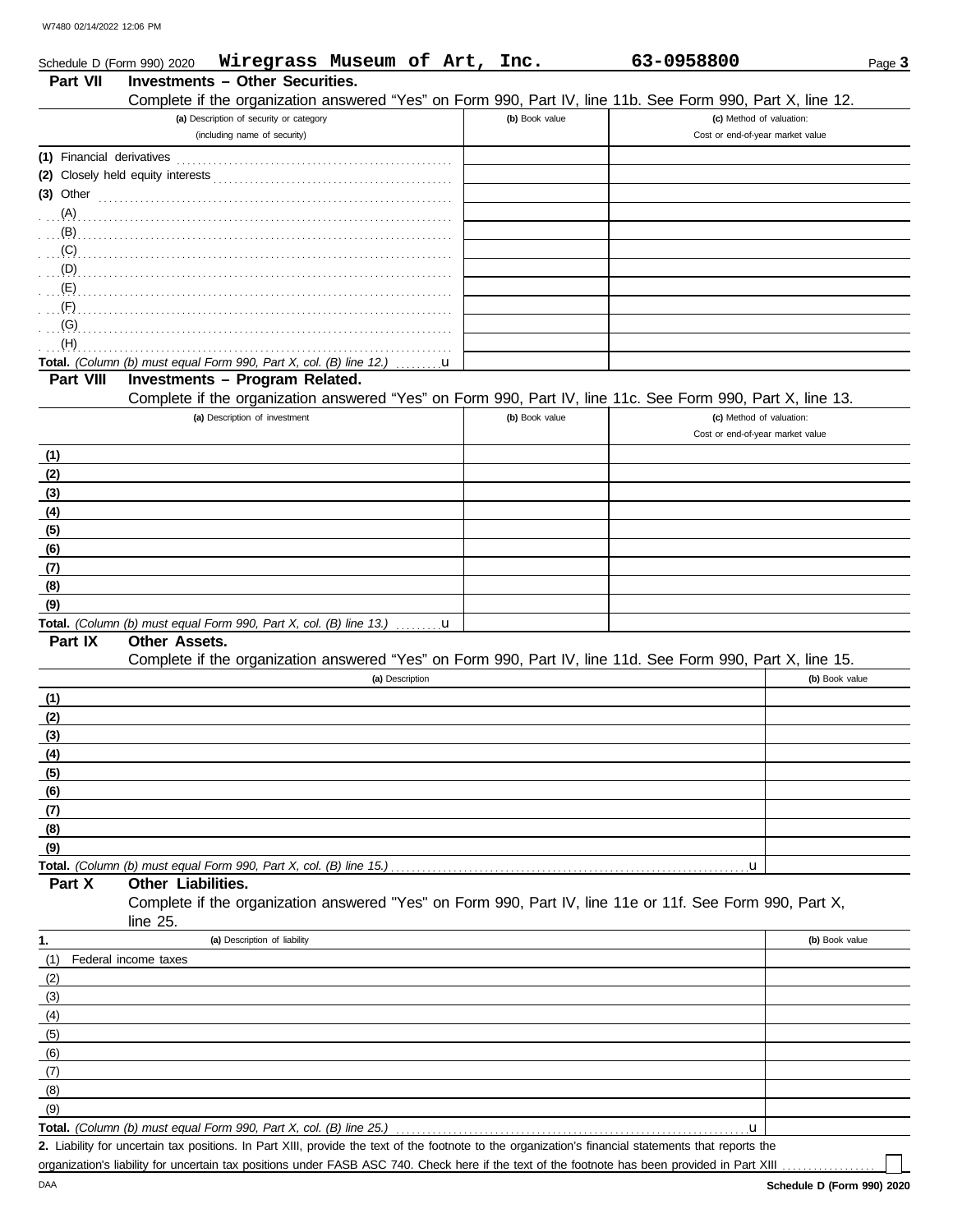Schedule D (Form 990) 2020 **Wiregrass Museum of Art, Inc.** **63-0958800** Page **3**

## Part VII Investments – Other Securities.

Complete if the organization answered "Yes" on Form 990, Part IV, line 11b. See Form 990, Part X, line 12.

| (a) Description of security or category (including name of security) | (b) Book value | (c) Method of valuation: Cost or end-of-year market value |
|---|---|---|
| (1) Financial derivatives | | |
| (2) Closely held equity interests | | |
| (3) Other | | |
| (A) | | |
| (B) | | |
| (C) | | |
| (D) | | |
| (E) | | |
| (F) | | |
| (G) | | |
| (H) | | |
| **Total.** *(Column (b) must equal Form 990, Part X, col. (B) line 12.)* u | | |

## Part VIII Investments – Program Related.

Complete if the organization answered "Yes" on Form 990, Part IV, line 11c. See Form 990, Part X, line 13.

| (a) Description of investment | (b) Book value | (c) Method of valuation: Cost or end-of-year market value |
|---|---|---|
| (1) | | |
| (2) | | |
| (3) | | |
| (4) | | |
| (5) | | |
| (6) | | |
| (7) | | |
| (8) | | |
| (9) | | |
| **Total.** *(Column (b) must equal Form 990, Part X, col. (B) line 13.)* u | | |

## Part IX Other Assets.

Complete if the organization answered "Yes" on Form 990, Part IV, line 11d. See Form 990, Part X, line 15.

| (a) Description | (b) Book value |
|---|---|
| (1) | |
| (2) | |
| (3) | |
| (4) | |
| (5) | |
| (6) | |
| (7) | |
| (8) | |
| (9) | |
| **Total.** *(Column (b) must equal Form 990, Part X, col. (B) line 15.)* u | |

## Part X Other Liabilities.

Complete if the organization answered "Yes" on Form 990, Part IV, line 11e or 11f. See Form 990, Part X, line 25.

| 1. (a) Description of liability | (b) Book value |
|---|---|
| (1) Federal income taxes | |
| (2) | |
| (3) | |
| (4) | |
| (5) | |
| (6) | |
| (7) | |
| (8) | |
| (9) | |
| **Total.** *(Column (b) must equal Form 990, Part X, col. (B) line 25.)* u | |

**2.** Liability for uncertain tax positions. In Part XIII, provide the text of the footnote to the organization's financial statements that reports the organization's liability for uncertain tax positions under FASB ASC 740. Check here if the text of the footnote has been provided in Part XIII ☐

DAA **Schedule D (Form 990) 2020**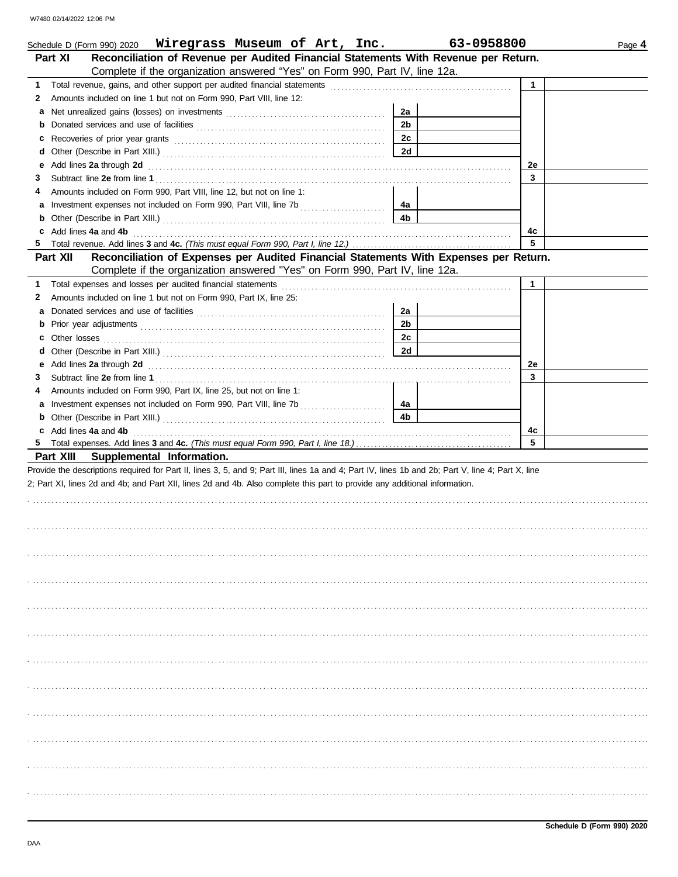Schedule D (Form 990) 2020 **Wiregrass Museum of Art, Inc.** **63-0958800**

## Part XI Reconciliation of Revenue per Audited Financial Statements With Revenue per Return.

Complete if the organization answered "Yes" on Form 990, Part IV, line 12a.

| | | | | | |
|---|---|---|---|---|---|
| **1** | Total revenue, gains, and other support per audited financial statements | | | **1** | |
| **2** | Amounts included on line 1 but not on Form 990, Part VIII, line 12: | | | | |
| **a** | Net unrealized gains (losses) on investments | **2a** | | | |
| **b** | Donated services and use of facilities | **2b** | | | |
| **c** | Recoveries of prior year grants | **2c** | | | |
| **d** | Other (Describe in Part XIII.) | **2d** | | | |
| **e** | Add lines **2a** through **2d** | | | **2e** | |
| **3** | Subtract line **2e** from line **1** | | | **3** | |
| **4** | Amounts included on Form 990, Part VIII, line 12, but not on line 1: | | | | |
| **a** | Investment expenses not included on Form 990, Part VIII, line 7b | **4a** | | | |
| **b** | Other (Describe in Part XIII.) | **4b** | | | |
| **c** | Add lines **4a** and **4b** | | | **4c** | |
| **5** | Total revenue. Add lines **3** and **4c.** *(This must equal Form 990, Part I, line 12.)* | | | **5** | |

## Part XII Reconciliation of Expenses per Audited Financial Statements With Expenses per Return.

Complete if the organization answered "Yes" on Form 990, Part IV, line 12a.

| | | | | | |
|---|---|---|---|---|---|
| **1** | Total expenses and losses per audited financial statements | | | **1** | |
| **2** | Amounts included on line 1 but not on Form 990, Part IX, line 25: | | | | |
| **a** | Donated services and use of facilities | **2a** | | | |
| **b** | Prior year adjustments | **2b** | | | |
| **c** | Other losses | **2c** | | | |
| **d** | Other (Describe in Part XIII.) | **2d** | | | |
| **e** | Add lines **2a** through **2d** | | | **2e** | |
| **3** | Subtract line **2e** from line **1** | | | **3** | |
| **4** | Amounts included on Form 990, Part IX, line 25, but not on line 1: | | | | |
| **a** | Investment expenses not included on Form 990, Part VIII, line 7b | **4a** | | | |
| **b** | Other (Describe in Part XIII.) | **4b** | | | |
| **c** | Add lines **4a** and **4b** | | | **4c** | |
| **5** | Total expenses. Add lines **3** and **4c.** *(This must equal Form 990, Part I, line 18.)* | | | **5** | |

## Part XIII Supplemental Information.

Provide the descriptions required for Part II, lines 3, 5, and 9; Part III, lines 1a and 4; Part IV, lines 1b and 2b; Part V, line 4; Part X, line 2; Part XI, lines 2d and 4b; and Part XII, lines 2d and 4b. Also complete this part to provide any additional information.

**Schedule D (Form 990) 2020**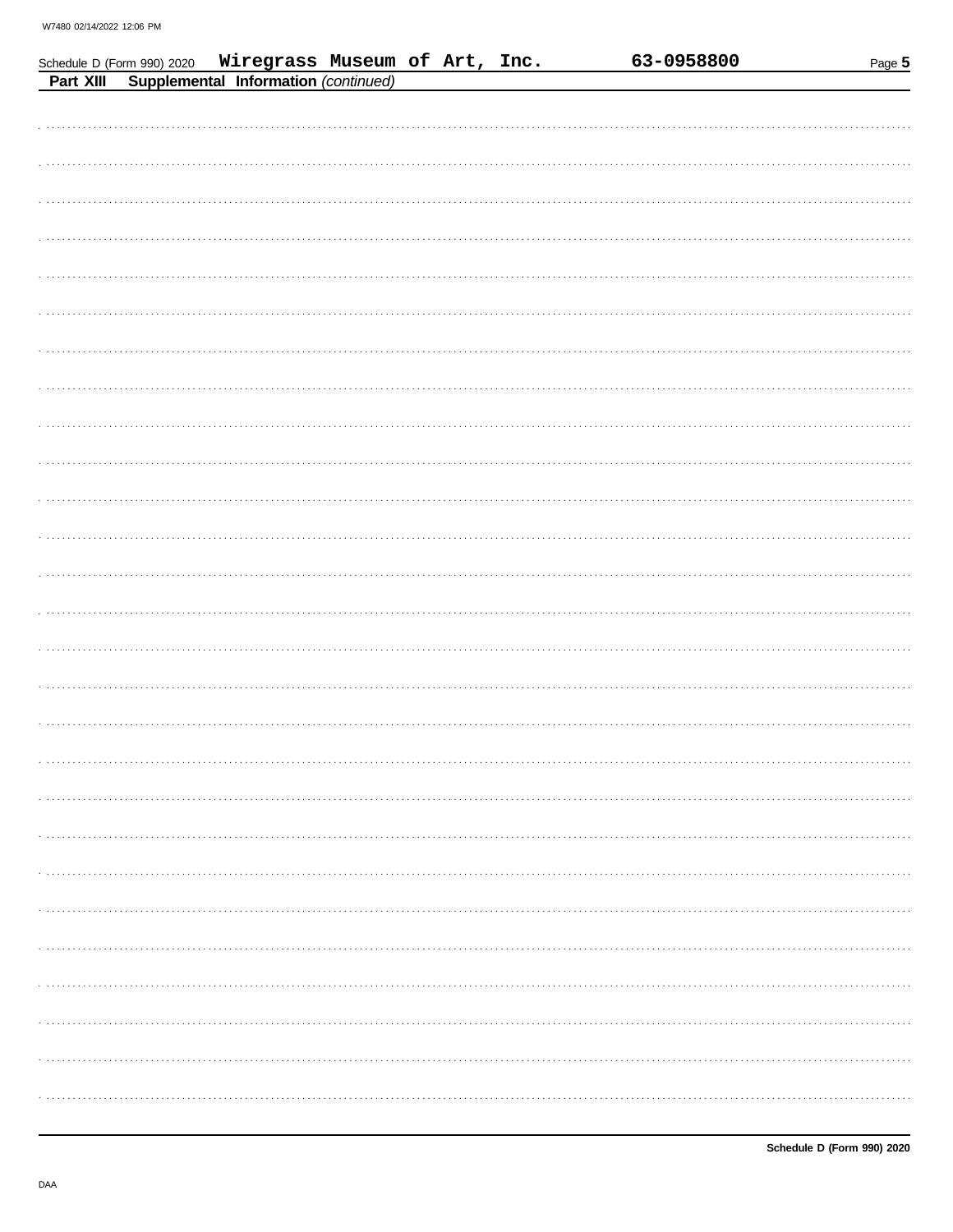Schedule D (Form 990) 2020 **Wiregrass Museum of Art, Inc.** **63-0958800**

**Part XIII** **Supplemental Information** *(continued)*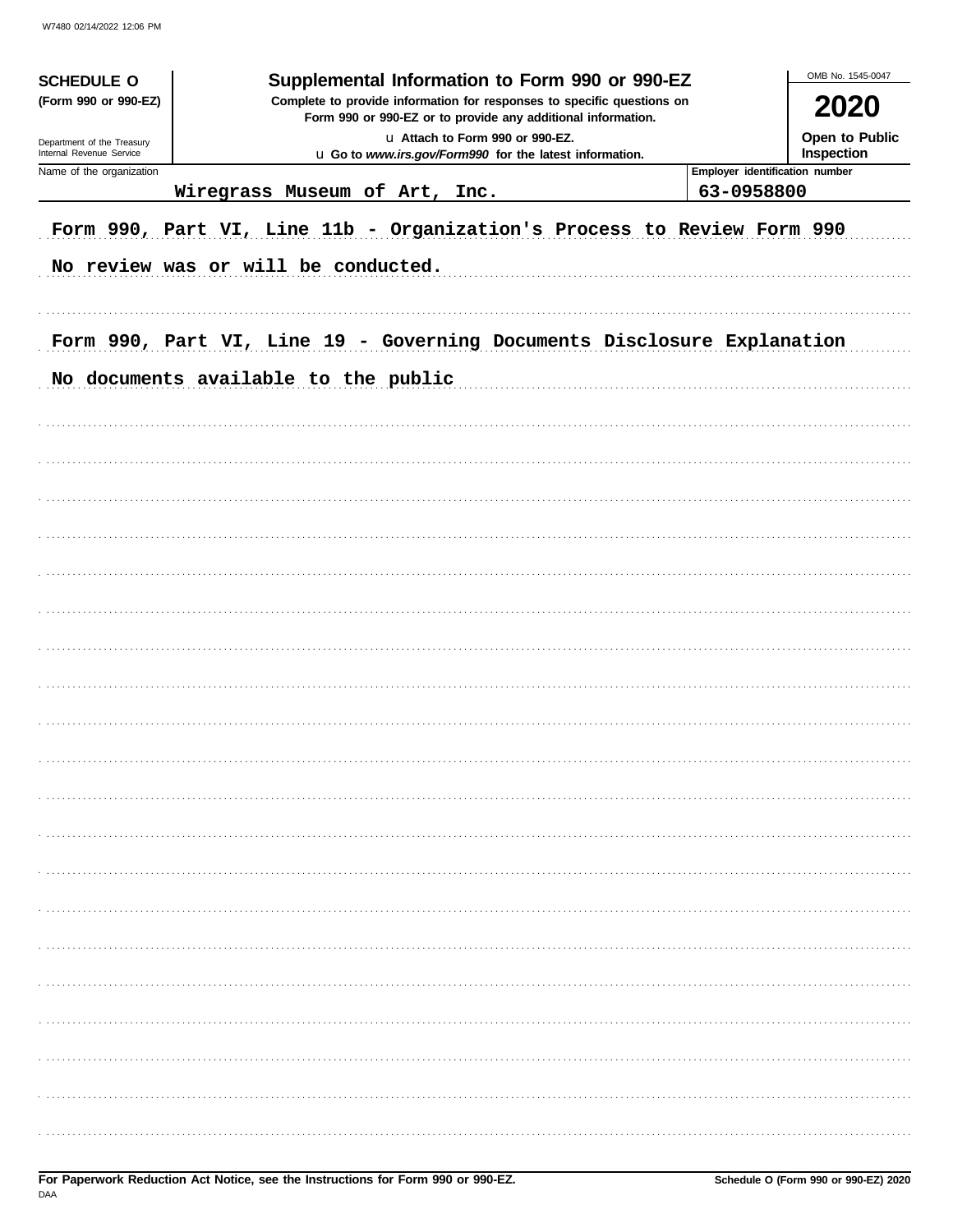W7480 02/14/2022 12:06 PM

**SCHEDULE O**
**(Form 990 or 990-EZ)**

Department of the Treasury
Internal Revenue Service

# Supplemental Information to Form 990 or 990-EZ

**Complete to provide information for responses to specific questions on Form 990 or 990-EZ or to provide any additional information.**

u Attach to Form 990 or 990-EZ.
u Go to *www.irs.gov/Form990* for the latest information.

OMB No. 1545-0047

**2020**

**Open to Public Inspection**

| Name of the organization | Employer identification number |
|---|---|
| Wiregrass Museum of Art, Inc. | 63-0958800 |

Form 990, Part VI, Line 11b - Organization's Process to Review Form 990

No review was or will be conducted.

Form 990, Part VI, Line 19 - Governing Documents Disclosure Explanation

No documents available to the public

**For Paperwork Reduction Act Notice, see the Instructions for Form 990 or 990-EZ.**

DAA

**Schedule O (Form 990 or 990-EZ) 2020**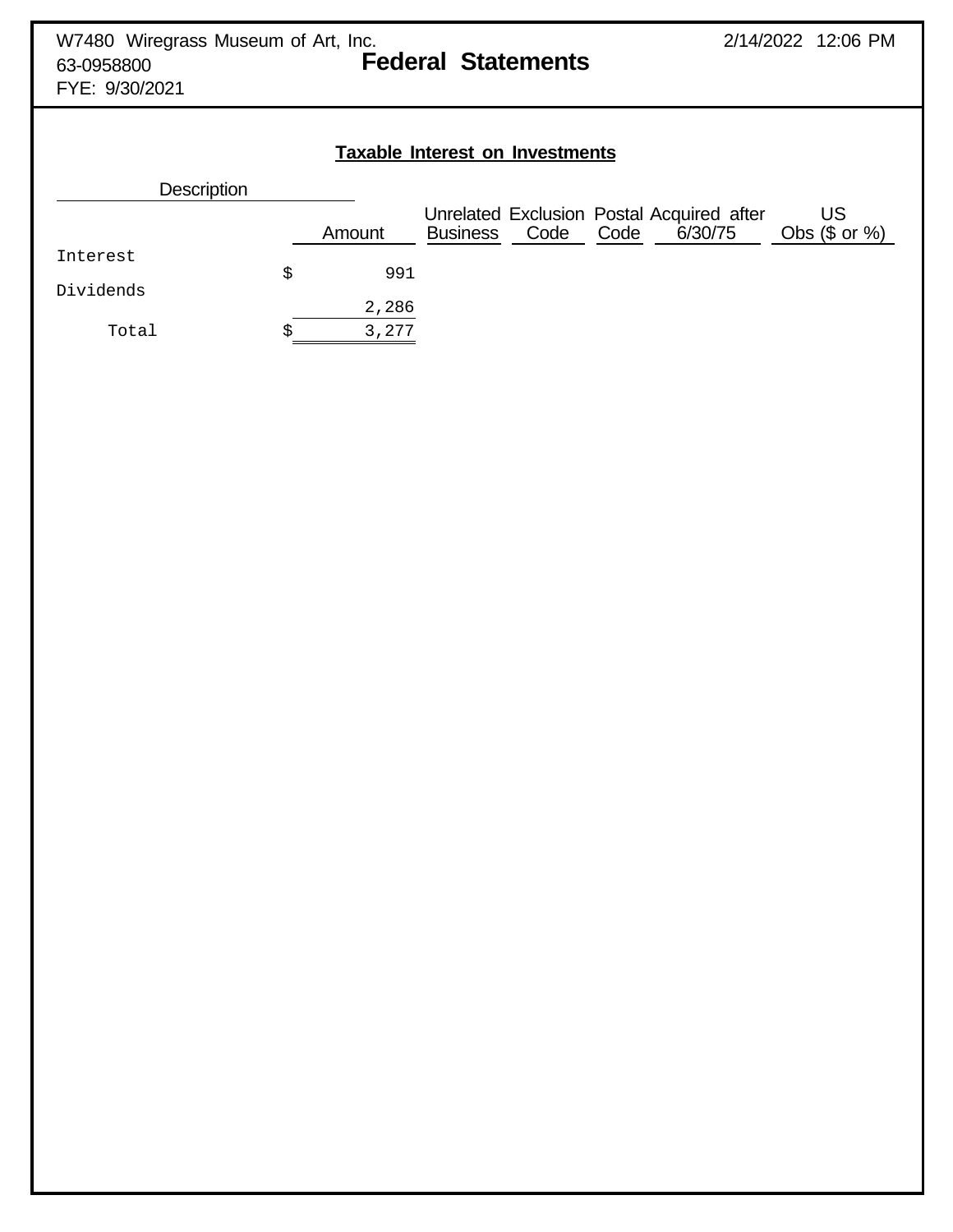W7480 Wiregrass Museum of Art, Inc.
63-0958800
FYE: 9/30/2021

# Federal Statements

## Taxable Interest on Investments

| Description | Amount | Unrelated Business | Exclusion Code | Postal Code | Acquired after 6/30/75 | US Obs ($ or %) |
|---|---|---|---|---|---|---|
| Interest | $ 991 | | | | | |
| Dividends | 2,286 | | | | | |
| Total | $ 3,277 | | | | | |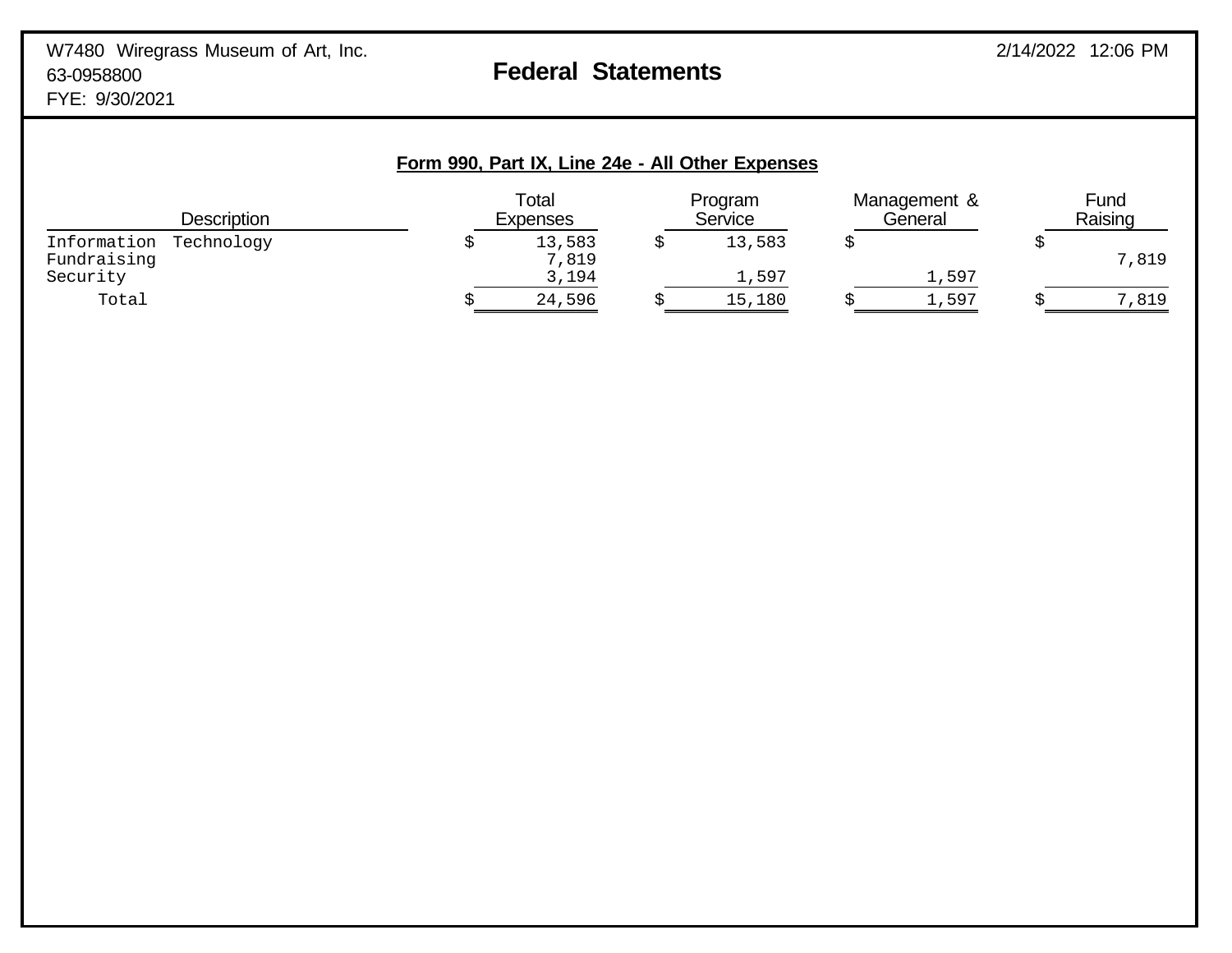W7480 Wiregrass Museum of Art, Inc.
63-0958800
FYE: 9/30/2021

# Federal Statements

2/14/2022 12:06 PM

## Form 990, Part IX, Line 24e - All Other Expenses

| Description | Total Expenses | Program Service | Management & General | Fund Raising |
|---|---|---|---|---|
| Information Technology | $ 13,583 | $ 13,583 | $ | $ |
| Fundraising | 7,819 | | | 7,819 |
| Security | 3,194 | 1,597 | 1,597 | |
| Total | $ 24,596 | $ 15,180 | $ 1,597 | $ 7,819 |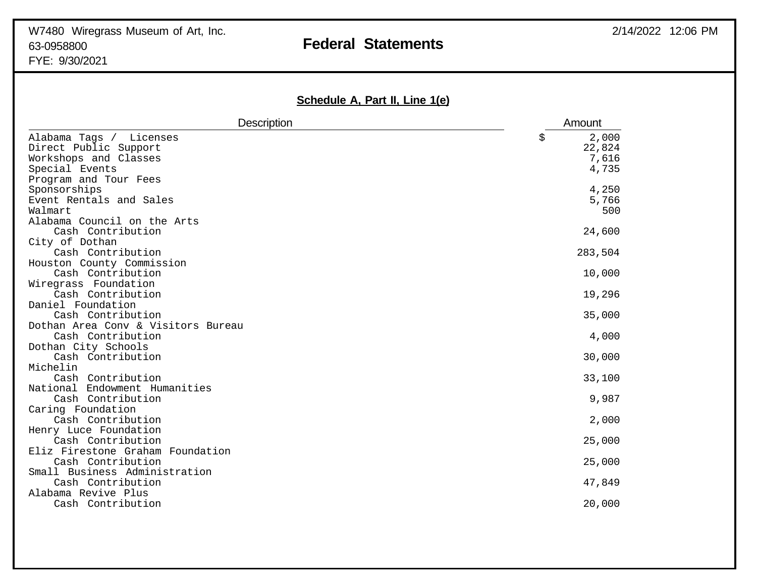W7480 Wiregrass Museum of Art, Inc.
63-0958800
FYE: 9/30/2021

2/14/2022 12:06 PM

# Federal Statements

## Schedule A, Part II, Line 1(e)

| Description | Amount |
|---|---|
| Alabama Tags / Licenses | $ 2,000 |
| Direct Public Support | 22,824 |
| Workshops and Classes | 7,616 |
| Special Events | 4,735 |
| Program and Tour Fees | |
| Sponsorships | 4,250 |
| Event Rentals and Sales | 5,766 |
| Walmart | 500 |
| Alabama Council on the Arts | |
| Cash Contribution | 24,600 |
| City of Dothan | |
| Cash Contribution | 283,504 |
| Houston County Commission | |
| Cash Contribution | 10,000 |
| Wiregrass Foundation | |
| Cash Contribution | 19,296 |
| Daniel Foundation | |
| Cash Contribution | 35,000 |
| Dothan Area Conv & Visitors Bureau | |
| Cash Contribution | 4,000 |
| Dothan City Schools | |
| Cash Contribution | 30,000 |
| Michelin | |
| Cash Contribution | 33,100 |
| National Endowment Humanities | |
| Cash Contribution | 9,987 |
| Caring Foundation | |
| Cash Contribution | 2,000 |
| Henry Luce Foundation | |
| Cash Contribution | 25,000 |
| Eliz Firestone Graham Foundation | |
| Cash Contribution | 25,000 |
| Small Business Administration | |
| Cash Contribution | 47,849 |
| Alabama Revive Plus | |
| Cash Contribution | 20,000 |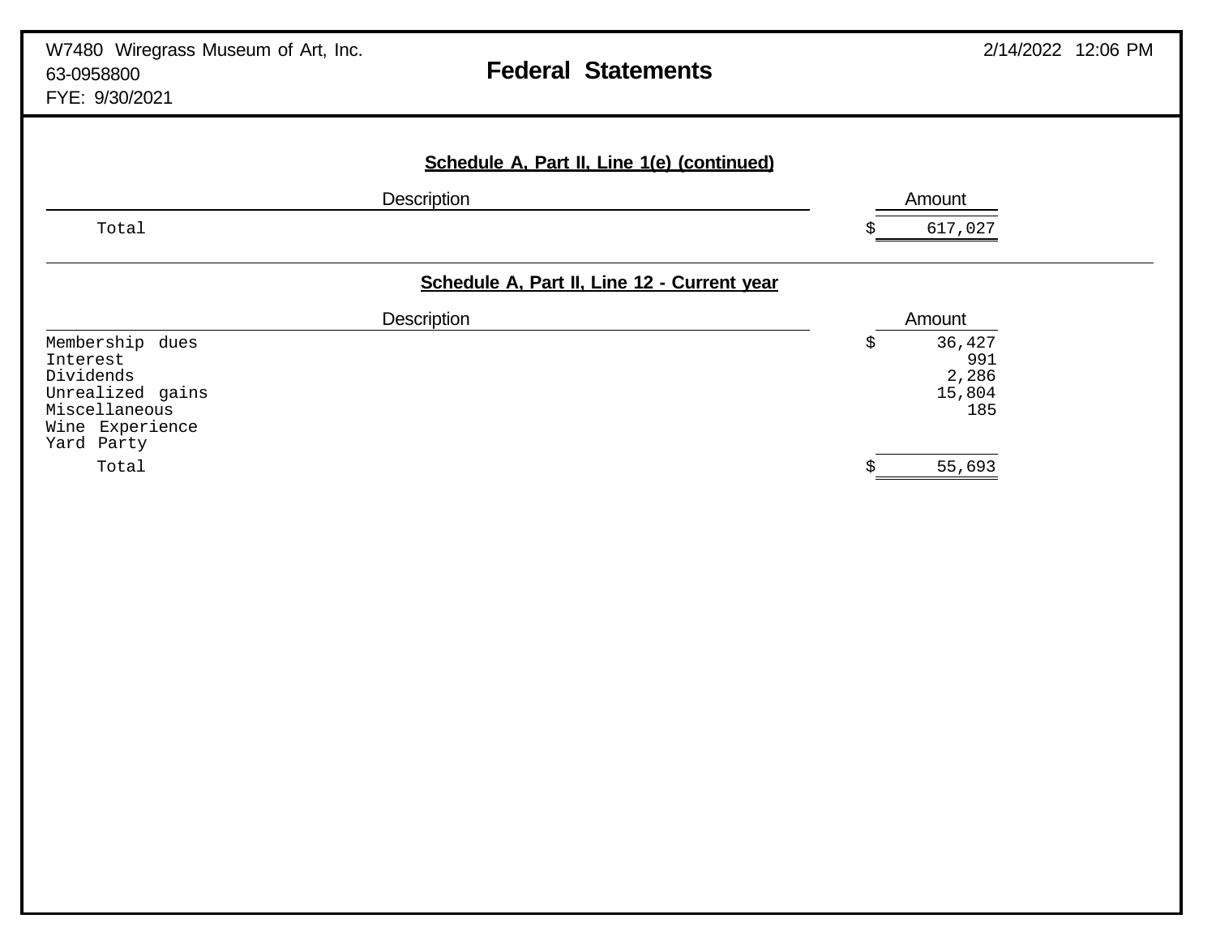W7480 Wiregrass Museum of Art, Inc.
63-0958800
FYE: 9/30/2021

2/14/2022 12:06 PM

# Federal Statements

## Schedule A, Part II, Line 1(e) (continued)

| Description | Amount |
|---|---|
| Total | $ 617,027 |

## Schedule A, Part II, Line 12 - Current year

| Description | Amount |
|---|---|
| Membership dues | $ 36,427 |
| Interest | 991 |
| Dividends | 2,286 |
| Unrealized gains | 15,804 |
| Miscellaneous | 185 |
| Wine Experience | |
| Yard Party | |
| Total | $ 55,693 |